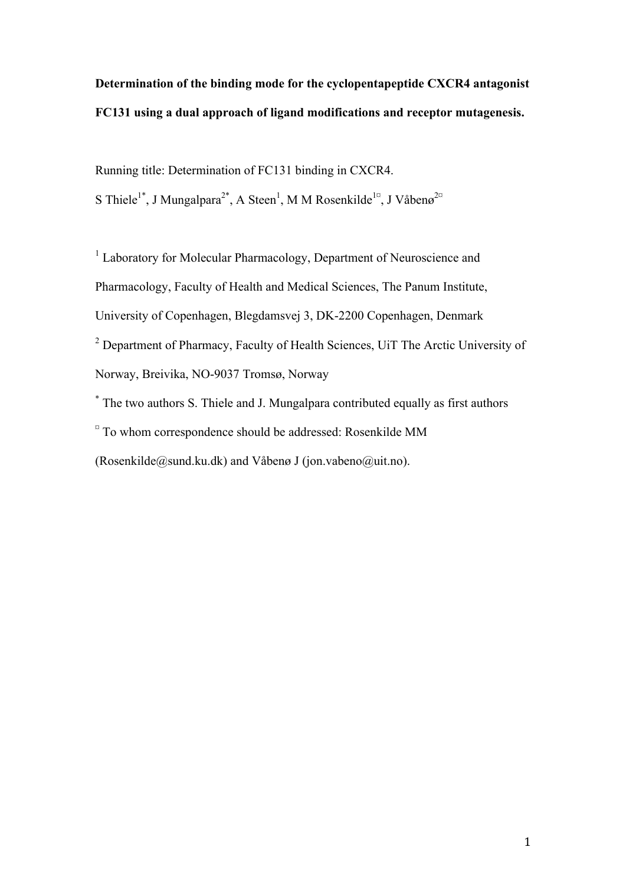**Determination of the binding mode for the cyclopentapeptide CXCR4 antagonist FC131 using a dual approach of ligand modifications and receptor mutagenesis.**

Running title: Determination of FC131 binding in CXCR4.

S Thiele[1*], J Mungalpara[2*], A Steen[1], M M Rosenkilde[1¤], J Våbenø[2¤]

[1] Laboratory for Molecular Pharmacology, Department of Neuroscience and Pharmacology, Faculty of Health and Medical Sciences, The Panum Institute, University of Copenhagen, Blegdamsvej 3, DK-2200 Copenhagen, Denmark

[2] Department of Pharmacy, Faculty of Health Sciences, UiT The Arctic University of Norway, Breivika, NO-9037 Tromsø, Norway

[*] The two authors S. Thiele and J. Mungalpara contributed equally as first authors

[¤] To whom correspondence should be addressed: Rosenkilde MM (Rosenkilde@sund.ku.dk) and Våbenø J (jon.vabeno@uit.no).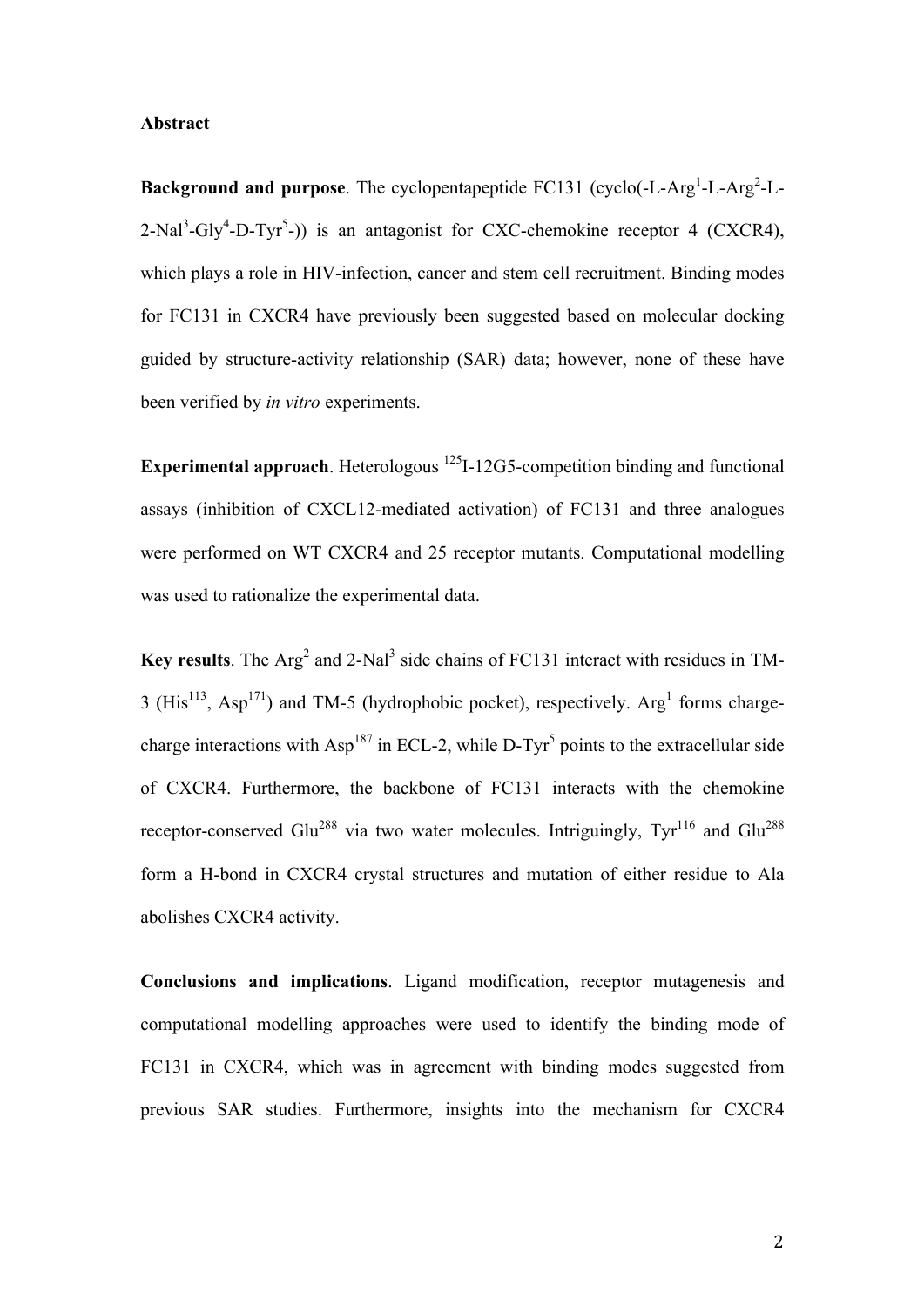**Abstract**

**Background and purpose**. The cyclopentapeptide FC131 (cyclo(-L-Arg[1]-L-Arg[2]-L-2-Nal[3]-Gly[4]-D-Tyr[5]-)) is an antagonist for CXC-chemokine receptor 4 (CXCR4), which plays a role in HIV-infection, cancer and stem cell recruitment. Binding modes for FC131 in CXCR4 have previously been suggested based on molecular docking guided by structure-activity relationship (SAR) data; however, none of these have been verified by *in vitro* experiments.

**Experimental approach**. Heterologous $^{125}$I-12G5-competition binding and functional assays (inhibition of CXCL12-mediated activation) of FC131 and three analogues were performed on WT CXCR4 and 25 receptor mutants. Computational modelling was used to rationalize the experimental data.

**Key results**. The Arg[2] and 2-Nal[3] side chains of FC131 interact with residues in TM-3 (His[113], Asp[171]) and TM-5 (hydrophobic pocket), respectively. Arg[1] forms charge-charge interactions with Asp[187] in ECL-2, while D-Tyr[5] points to the extracellular side of CXCR4. Furthermore, the backbone of FC131 interacts with the chemokine receptor-conserved Glu[288] via two water molecules. Intriguingly, Tyr[116] and Glu[288] form a H-bond in CXCR4 crystal structures and mutation of either residue to Ala abolishes CXCR4 activity.

**Conclusions and implications**. Ligand modification, receptor mutagenesis and computational modelling approaches were used to identify the binding mode of FC131 in CXCR4, which was in agreement with binding modes suggested from previous SAR studies. Furthermore, insights into the mechanism for CXCR4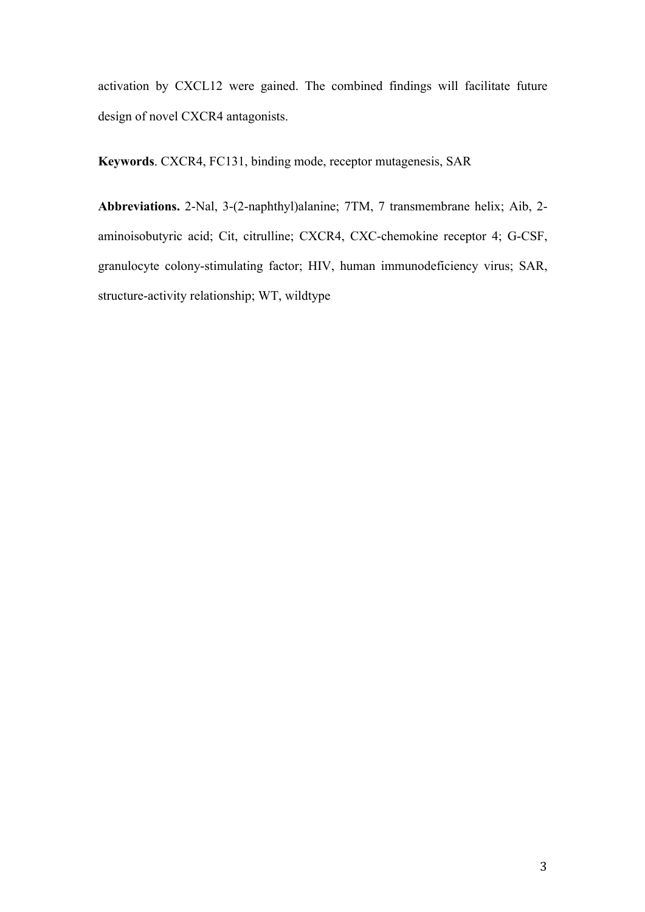activation by CXCL12 were gained. The combined findings will facilitate future design of novel CXCR4 antagonists.

**Keywords**. CXCR4, FC131, binding mode, receptor mutagenesis, SAR

**Abbreviations.** 2-Nal, 3-(2-naphthyl)alanine; 7TM, 7 transmembrane helix; Aib, 2-aminoisobutyric acid; Cit, citrulline; CXCR4, CXC-chemokine receptor 4; G-CSF, granulocyte colony-stimulating factor; HIV, human immunodeficiency virus; SAR, structure-activity relationship; WT, wildtype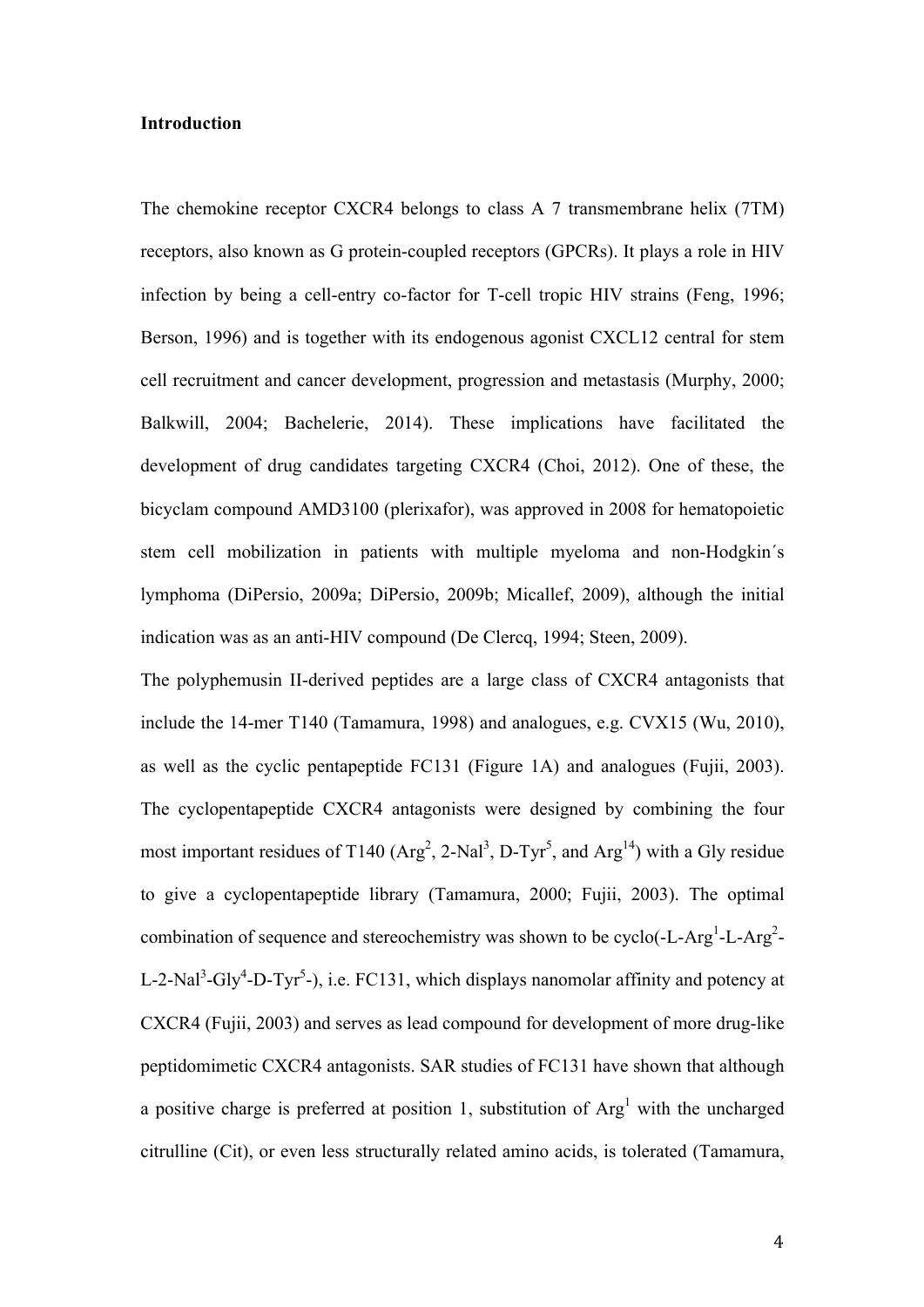**Introduction**

The chemokine receptor CXCR4 belongs to class A 7 transmembrane helix (7TM) receptors, also known as G protein-coupled receptors (GPCRs). It plays a role in HIV infection by being a cell-entry co-factor for T-cell tropic HIV strains (Feng, 1996; Berson, 1996) and is together with its endogenous agonist CXCL12 central for stem cell recruitment and cancer development, progression and metastasis (Murphy, 2000; Balkwill, 2004; Bachelerie, 2014). These implications have facilitated the development of drug candidates targeting CXCR4 (Choi, 2012). One of these, the bicyclam compound AMD3100 (plerixafor), was approved in 2008 for hematopoietic stem cell mobilization in patients with multiple myeloma and non-Hodgkin´s lymphoma (DiPersio, 2009a; DiPersio, 2009b; Micallef, 2009), although the initial indication was as an anti-HIV compound (De Clercq, 1994; Steen, 2009).

The polyphemusin II-derived peptides are a large class of CXCR4 antagonists that include the 14-mer T140 (Tamamura, 1998) and analogues, e.g. CVX15 (Wu, 2010), as well as the cyclic pentapeptide FC131 (Figure 1A) and analogues (Fujii, 2003). The cyclopentapeptide CXCR4 antagonists were designed by combining the four most important residues of T140 (Arg$^{2}$, 2-Nal$^{3}$, D-Tyr$^{5}$, and Arg$^{14}$) with a Gly residue to give a cyclopentapeptide library (Tamamura, 2000; Fujii, 2003). The optimal combination of sequence and stereochemistry was shown to be cyclo(-L-Arg$^{1}$-L-Arg$^{2}$-L-2-Nal$^{3}$-Gly$^{4}$-D-Tyr$^{5}$-), i.e. FC131, which displays nanomolar affinity and potency at CXCR4 (Fujii, 2003) and serves as lead compound for development of more drug-like peptidomimetic CXCR4 antagonists. SAR studies of FC131 have shown that although a positive charge is preferred at position 1, substitution of Arg$^{1}$ with the uncharged citrulline (Cit), or even less structurally related amino acids, is tolerated (Tamamura,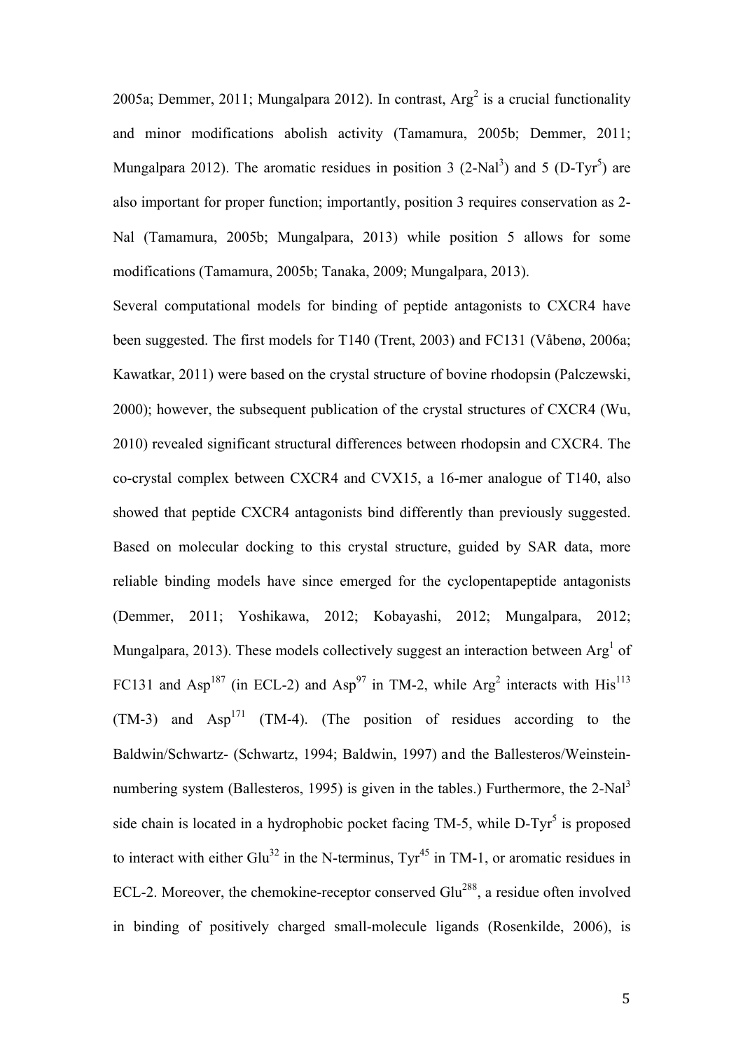2005a; Demmer, 2011; Mungalpara 2012). In contrast, $Arg^2$ is a crucial functionality and minor modifications abolish activity (Tamamura, 2005b; Demmer, 2011; Mungalpara 2012). The aromatic residues in position 3 ($2\text{-}Nal^3$) and 5 ($D\text{-}Tyr^5$) are also important for proper function; importantly, position 3 requires conservation as 2-Nal (Tamamura, 2005b; Mungalpara, 2013) while position 5 allows for some modifications (Tamamura, 2005b; Tanaka, 2009; Mungalpara, 2013).

Several computational models for binding of peptide antagonists to CXCR4 have been suggested. The first models for T140 (Trent, 2003) and FC131 (Våbenø, 2006a; Kawatkar, 2011) were based on the crystal structure of bovine rhodopsin (Palczewski, 2000); however, the subsequent publication of the crystal structures of CXCR4 (Wu, 2010) revealed significant structural differences between rhodopsin and CXCR4. The co-crystal complex between CXCR4 and CVX15, a 16-mer analogue of T140, also showed that peptide CXCR4 antagonists bind differently than previously suggested. Based on molecular docking to this crystal structure, guided by SAR data, more reliable binding models have since emerged for the cyclopentapeptide antagonists (Demmer, 2011; Yoshikawa, 2012; Kobayashi, 2012; Mungalpara, 2012; Mungalpara, 2013). These models collectively suggest an interaction between $Arg^1$ of FC131 and $Asp^{187}$ (in ECL-2) and $Asp^{97}$ in TM-2, while $Arg^2$ interacts with $His^{113}$ (TM-3) and $Asp^{171}$ (TM-4). (The position of residues according to the Baldwin/Schwartz- (Schwartz, 1994; Baldwin, 1997) and the Ballesteros/Weinstein-numbering system (Ballesteros, 1995) is given in the tables.) Furthermore, the $2\text{-}Nal^3$ side chain is located in a hydrophobic pocket facing TM-5, while $D\text{-}Tyr^5$ is proposed to interact with either $Glu^{32}$ in the N-terminus, $Tyr^{45}$ in TM-1, or aromatic residues in ECL-2. Moreover, the chemokine-receptor conserved $Glu^{288}$, a residue often involved in binding of positively charged small-molecule ligands (Rosenkilde, 2006), is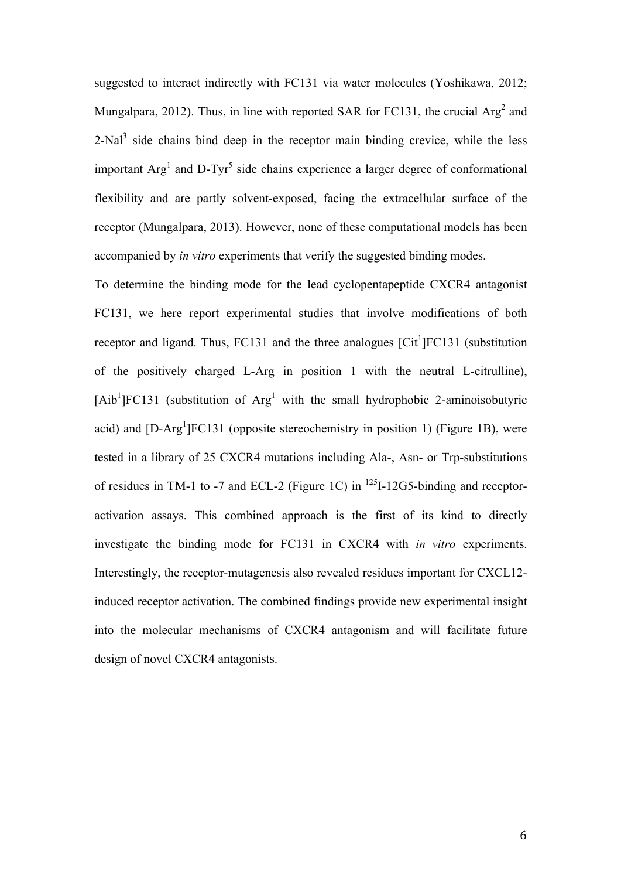suggested to interact indirectly with FC131 via water molecules (Yoshikawa, 2012; Mungalpara, 2012). Thus, in line with reported SAR for FC131, the crucial $Arg^2$ and $2\text{-}Nal^3$ side chains bind deep in the receptor main binding crevice, while the less important $Arg^1$ and $D\text{-}Tyr^5$ side chains experience a larger degree of conformational flexibility and are partly solvent-exposed, facing the extracellular surface of the receptor (Mungalpara, 2013). However, none of these computational models has been accompanied by *in vitro* experiments that verify the suggested binding modes.

To determine the binding mode for the lead cyclopentapeptide CXCR4 antagonist FC131, we here report experimental studies that involve modifications of both receptor and ligand. Thus, FC131 and the three analogues $[Cit^1]$FC131 (substitution of the positively charged L-Arg in position 1 with the neutral L-citrulline), $[Aib^1]$FC131 (substitution of $Arg^1$ with the small hydrophobic 2-aminoisobutyric acid) and $[D\text{-}Arg^1]$FC131 (opposite stereochemistry in position 1) (Figure 1B), were tested in a library of 25 CXCR4 mutations including Ala-, Asn- or Trp-substitutions of residues in TM-1 to -7 and ECL-2 (Figure 1C) in $^{125}$I-12G5-binding and receptor-activation assays. This combined approach is the first of its kind to directly investigate the binding mode for FC131 in CXCR4 with *in vitro* experiments. Interestingly, the receptor-mutagenesis also revealed residues important for CXCL12-induced receptor activation. The combined findings provide new experimental insight into the molecular mechanisms of CXCR4 antagonism and will facilitate future design of novel CXCR4 antagonists.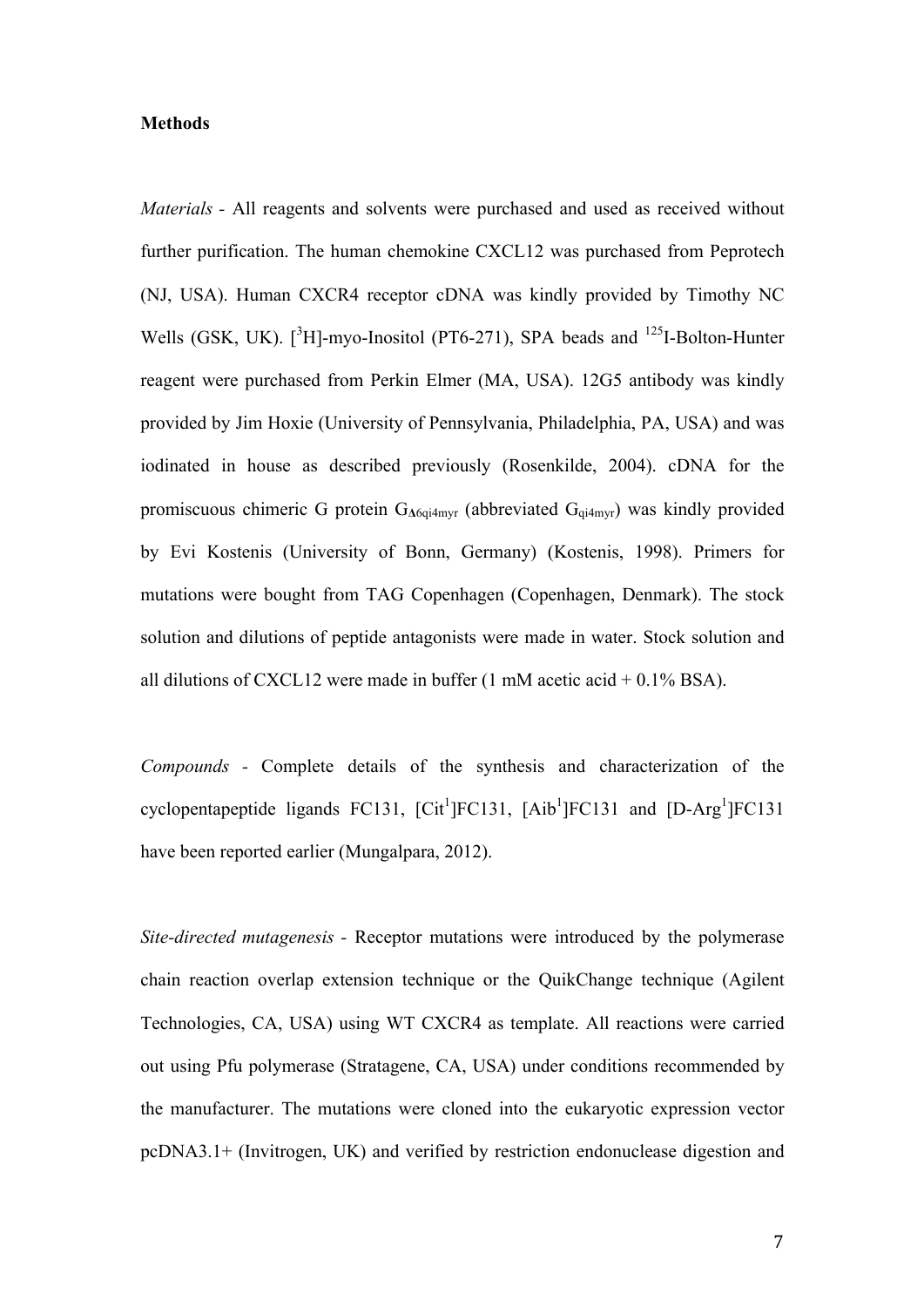**Methods**

*Materials* - All reagents and solvents were purchased and used as received without further purification. The human chemokine CXCL12 was purchased from Peprotech (NJ, USA). Human CXCR4 receptor cDNA was kindly provided by Timothy NC Wells (GSK, UK). [$^{3}$H]-myo-Inositol (PT6-271), SPA beads and $^{125}$I-Bolton-Hunter reagent were purchased from Perkin Elmer (MA, USA). 12G5 antibody was kindly provided by Jim Hoxie (University of Pennsylvania, Philadelphia, PA, USA) and was iodinated in house as described previously (Rosenkilde, 2004). cDNA for the promiscuous chimeric G protein $G_{\Delta 6qi4myr}$ (abbreviated $G_{qi4myr}$) was kindly provided by Evi Kostenis (University of Bonn, Germany) (Kostenis, 1998). Primers for mutations were bought from TAG Copenhagen (Copenhagen, Denmark). The stock solution and dilutions of peptide antagonists were made in water. Stock solution and all dilutions of CXCL12 were made in buffer (1 mM acetic acid + 0.1% BSA).

*Compounds* - Complete details of the synthesis and characterization of the cyclopentapeptide ligands FC131, [Cit$^{1}$]FC131, [Aib$^{1}$]FC131 and [D-Arg$^{1}$]FC131 have been reported earlier (Mungalpara, 2012).

*Site-directed mutagenesis* - Receptor mutations were introduced by the polymerase chain reaction overlap extension technique or the QuikChange technique (Agilent Technologies, CA, USA) using WT CXCR4 as template. All reactions were carried out using Pfu polymerase (Stratagene, CA, USA) under conditions recommended by the manufacturer. The mutations were cloned into the eukaryotic expression vector pcDNA3.1+ (Invitrogen, UK) and verified by restriction endonuclease digestion and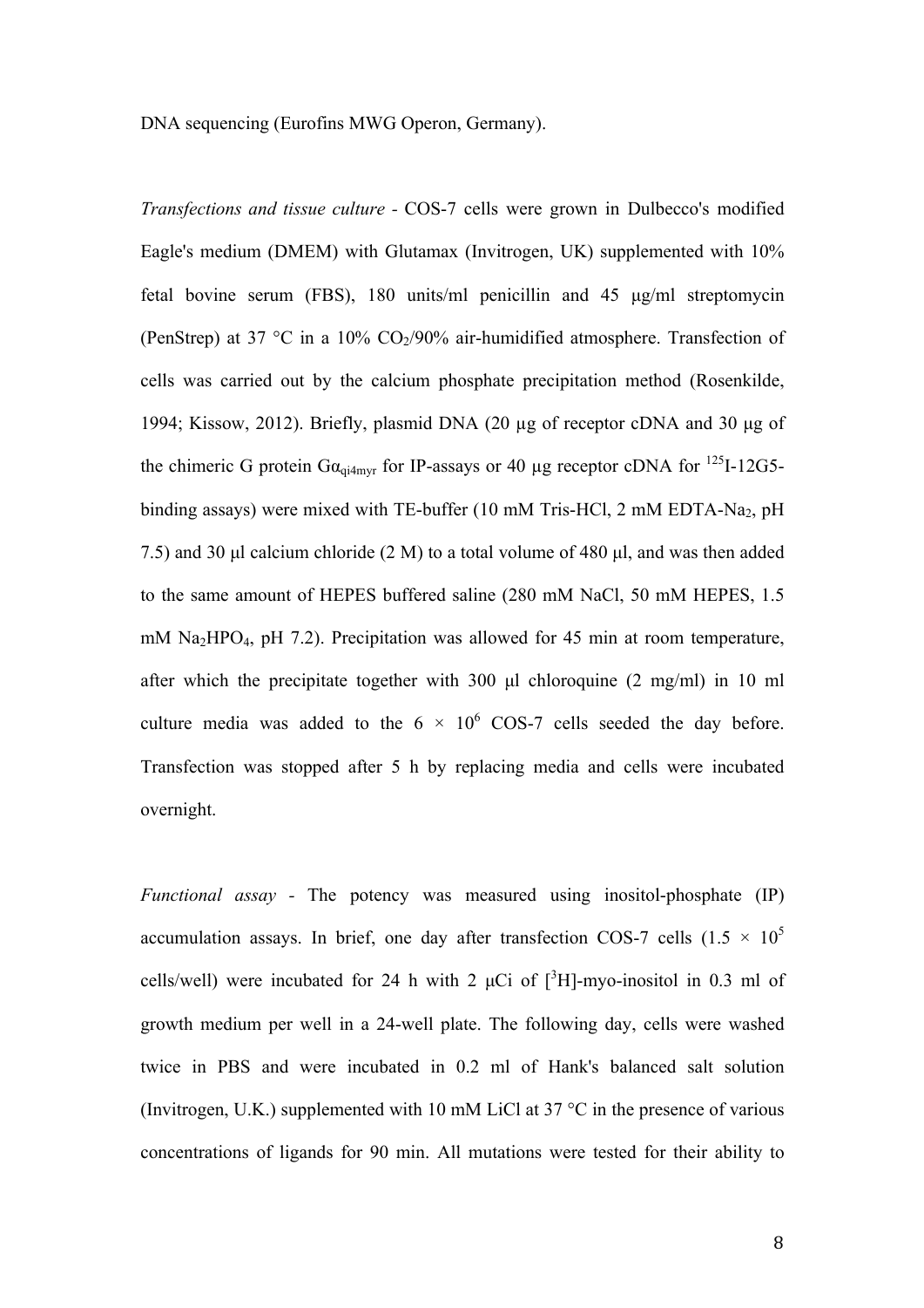DNA sequencing (Eurofins MWG Operon, Germany).

*Transfections and tissue culture* - COS-7 cells were grown in Dulbecco's modified Eagle's medium (DMEM) with Glutamax (Invitrogen, UK) supplemented with 10% fetal bovine serum (FBS), 180 units/ml penicillin and 45 μg/ml streptomycin (PenStrep) at 37 °C in a 10% $CO_2$/90% air-humidified atmosphere. Transfection of cells was carried out by the calcium phosphate precipitation method (Rosenkilde, 1994; Kissow, 2012). Briefly, plasmid DNA (20 μg of receptor cDNA and 30 μg of the chimeric G protein $G\alpha_{qi4myr}$ for IP-assays or 40 μg receptor cDNA for $^{125}$I-12G5-binding assays) were mixed with TE-buffer (10 mM Tris-HCl, 2 mM EDTA-$Na_2$, pH 7.5) and 30 μl calcium chloride (2 M) to a total volume of 480 μl, and was then added to the same amount of HEPES buffered saline (280 mM NaCl, 50 mM HEPES, 1.5 mM $Na_2HPO_4$, pH 7.2). Precipitation was allowed for 45 min at room temperature, after which the precipitate together with 300 μl chloroquine (2 mg/ml) in 10 ml culture media was added to the $6 \times 10^6$ COS-7 cells seeded the day before. Transfection was stopped after 5 h by replacing media and cells were incubated overnight.

*Functional assay* - The potency was measured using inositol-phosphate (IP) accumulation assays. In brief, one day after transfection COS-7 cells ($1.5 \times 10^5$ cells/well) were incubated for 24 h with 2 μCi of [$^3$H]-myo-inositol in 0.3 ml of growth medium per well in a 24-well plate. The following day, cells were washed twice in PBS and were incubated in 0.2 ml of Hank's balanced salt solution (Invitrogen, U.K.) supplemented with 10 mM LiCl at 37 °C in the presence of various concentrations of ligands for 90 min. All mutations were tested for their ability to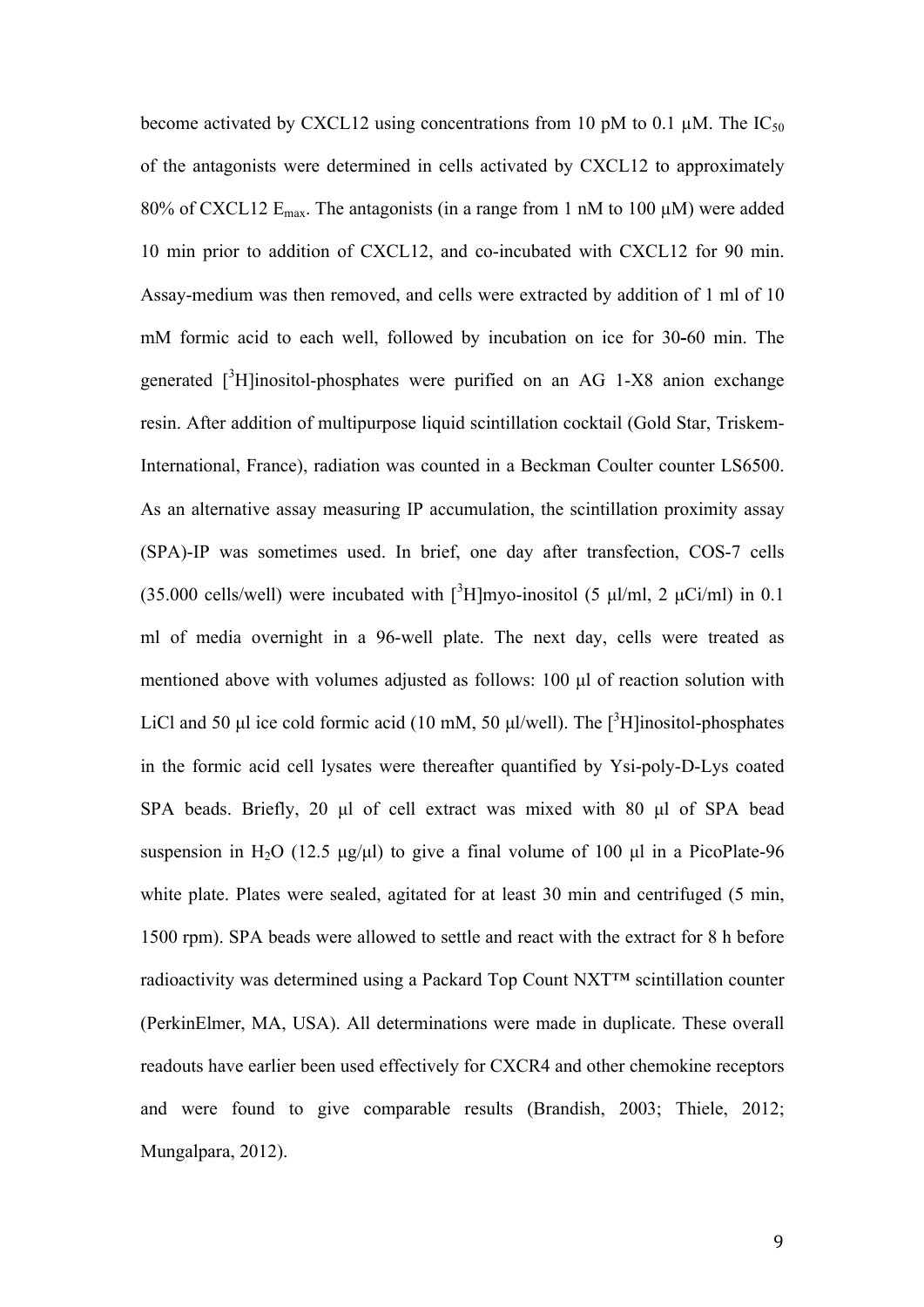become activated by CXCL12 using concentrations from 10 pM to 0.1 μM. The $IC_{50}$ of the antagonists were determined in cells activated by CXCL12 to approximately 80% of CXCL12 $E_{max}$. The antagonists (in a range from 1 nM to 100 μM) were added 10 min prior to addition of CXCL12, and co-incubated with CXCL12 for 90 min. Assay-medium was then removed, and cells were extracted by addition of 1 ml of 10 mM formic acid to each well, followed by incubation on ice for 30-60 min. The generated [$^3$H]inositol-phosphates were purified on an AG 1-X8 anion exchange resin. After addition of multipurpose liquid scintillation cocktail (Gold Star, Triskem-International, France), radiation was counted in a Beckman Coulter counter LS6500. As an alternative assay measuring IP accumulation, the scintillation proximity assay (SPA)-IP was sometimes used. In brief, one day after transfection, COS-7 cells (35.000 cells/well) were incubated with [$^3$H]myo-inositol (5 μl/ml, 2 μCi/ml) in 0.1 ml of media overnight in a 96-well plate. The next day, cells were treated as mentioned above with volumes adjusted as follows: 100 μl of reaction solution with LiCl and 50 μl ice cold formic acid (10 mM, 50 μl/well). The [$^3$H]inositol-phosphates in the formic acid cell lysates were thereafter quantified by Ysi-poly-D-Lys coated SPA beads. Briefly, 20 μl of cell extract was mixed with 80 μl of SPA bead suspension in $H_2O$ (12.5 μg/μl) to give a final volume of 100 μl in a PicoPlate-96 white plate. Plates were sealed, agitated for at least 30 min and centrifuged (5 min, 1500 rpm). SPA beads were allowed to settle and react with the extract for 8 h before radioactivity was determined using a Packard Top Count NXT™ scintillation counter (PerkinElmer, MA, USA). All determinations were made in duplicate. These overall readouts have earlier been used effectively for CXCR4 and other chemokine receptors and were found to give comparable results (Brandish, 2003; Thiele, 2012; Mungalpara, 2012).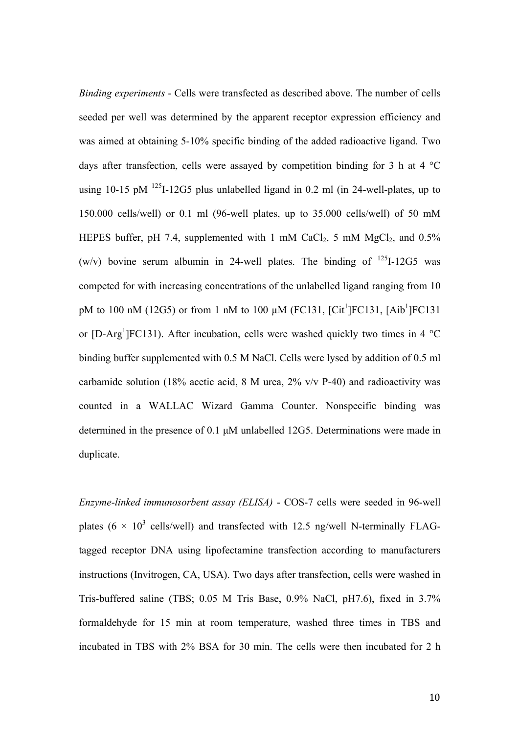*Binding experiments* - Cells were transfected as described above. The number of cells seeded per well was determined by the apparent receptor expression efficiency and was aimed at obtaining 5-10% specific binding of the added radioactive ligand. Two days after transfection, cells were assayed by competition binding for 3 h at 4 °C using 10-15 pM $^{125}$I-12G5 plus unlabelled ligand in 0.2 ml (in 24-well-plates, up to 150.000 cells/well) or 0.1 ml (96-well plates, up to 35.000 cells/well) of 50 mM HEPES buffer, pH 7.4, supplemented with 1 mM $CaCl_2$, 5 mM $MgCl_2$, and 0.5% (w/v) bovine serum albumin in 24-well plates. The binding of $^{125}$I-12G5 was competed for with increasing concentrations of the unlabelled ligand ranging from 10 pM to 100 nM (12G5) or from 1 nM to 100 μM (FC131, [Cit$^1$]FC131, [Aib$^1$]FC131 or [D-Arg$^1$]FC131). After incubation, cells were washed quickly two times in 4 °C binding buffer supplemented with 0.5 M NaCl. Cells were lysed by addition of 0.5 ml carbamide solution (18% acetic acid, 8 M urea, 2% v/v P-40) and radioactivity was counted in a WALLAC Wizard Gamma Counter. Nonspecific binding was determined in the presence of 0.1 μM unlabelled 12G5. Determinations were made in duplicate.

*Enzyme-linked immunosorbent assay (ELISA)* - COS-7 cells were seeded in 96-well plates ($6 \times 10^3$ cells/well) and transfected with 12.5 ng/well N-terminally FLAG-tagged receptor DNA using lipofectamine transfection according to manufacturers instructions (Invitrogen, CA, USA). Two days after transfection, cells were washed in Tris-buffered saline (TBS; 0.05 M Tris Base, 0.9% NaCl, pH7.6), fixed in 3.7% formaldehyde for 15 min at room temperature, washed three times in TBS and incubated in TBS with 2% BSA for 30 min. The cells were then incubated for 2 h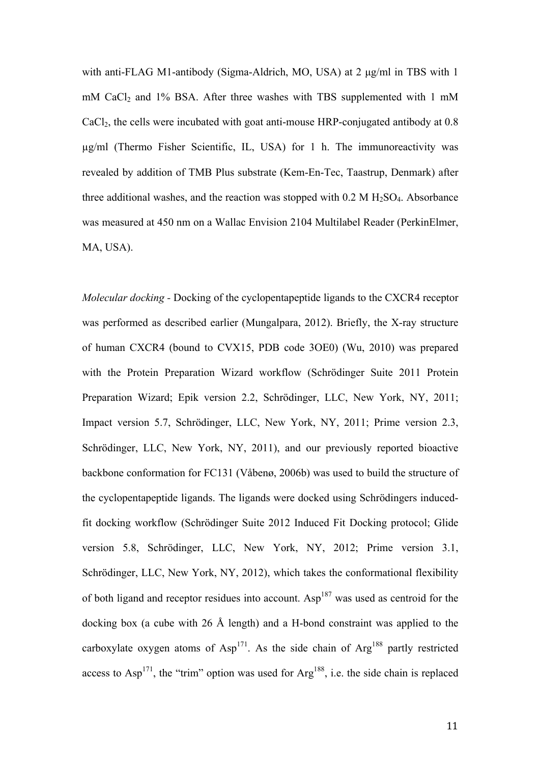with anti-FLAG M1-antibody (Sigma-Aldrich, MO, USA) at 2 μg/ml in TBS with 1 mM $CaCl_2$ and 1% BSA. After three washes with TBS supplemented with 1 mM $CaCl_2$, the cells were incubated with goat anti-mouse HRP-conjugated antibody at 0.8 μg/ml (Thermo Fisher Scientific, IL, USA) for 1 h. The immunoreactivity was revealed by addition of TMB Plus substrate (Kem-En-Tec, Taastrup, Denmark) after three additional washes, and the reaction was stopped with 0.2 M $H_2SO_4$. Absorbance was measured at 450 nm on a Wallac Envision 2104 Multilabel Reader (PerkinElmer, MA, USA).

*Molecular docking* - Docking of the cyclopentapeptide ligands to the CXCR4 receptor was performed as described earlier (Mungalpara, 2012). Briefly, the X-ray structure of human CXCR4 (bound to CVX15, PDB code 3OE0) (Wu, 2010) was prepared with the Protein Preparation Wizard workflow (Schrödinger Suite 2011 Protein Preparation Wizard; Epik version 2.2, Schrödinger, LLC, New York, NY, 2011; Impact version 5.7, Schrödinger, LLC, New York, NY, 2011; Prime version 2.3, Schrödinger, LLC, New York, NY, 2011), and our previously reported bioactive backbone conformation for FC131 (Våbenø, 2006b) was used to build the structure of the cyclopentapeptide ligands. The ligands were docked using Schrödingers induced-fit docking workflow (Schrödinger Suite 2012 Induced Fit Docking protocol; Glide version 5.8, Schrödinger, LLC, New York, NY, 2012; Prime version 3.1, Schrödinger, LLC, New York, NY, 2012), which takes the conformational flexibility of both ligand and receptor residues into account. $Asp^{187}$ was used as centroid for the docking box (a cube with 26 Å length) and a H-bond constraint was applied to the carboxylate oxygen atoms of $Asp^{171}$. As the side chain of $Arg^{188}$ partly restricted access to $Asp^{171}$, the "trim" option was used for $Arg^{188}$, i.e. the side chain is replaced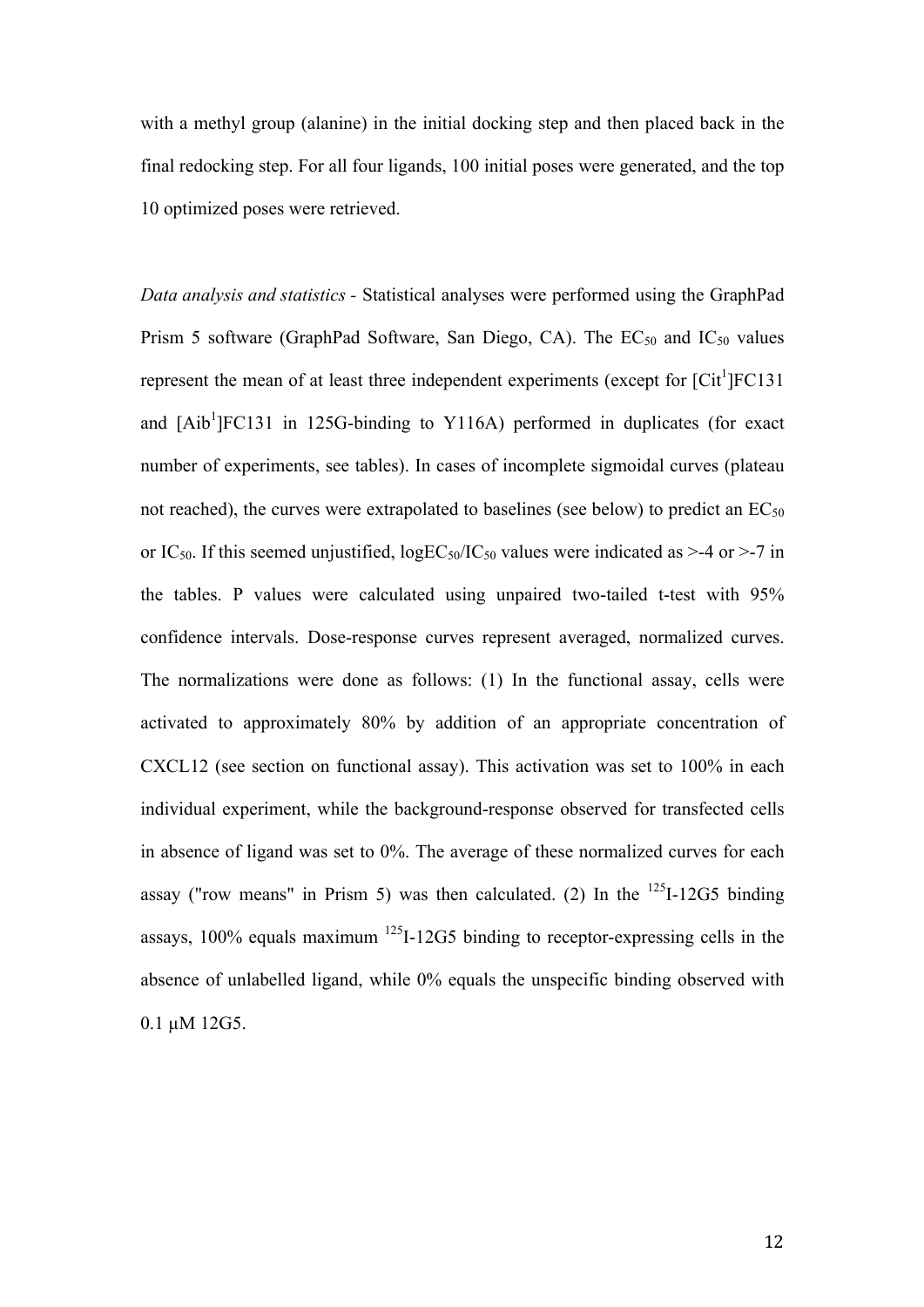with a methyl group (alanine) in the initial docking step and then placed back in the final redocking step. For all four ligands, 100 initial poses were generated, and the top 10 optimized poses were retrieved.

*Data analysis and statistics* - Statistical analyses were performed using the GraphPad Prism 5 software (GraphPad Software, San Diego, CA). The $EC_{50}$ and $IC_{50}$ values represent the mean of at least three independent experiments (except for [Cit$^1$]FC131 and [Aib$^1$]FC131 in 125G-binding to Y116A) performed in duplicates (for exact number of experiments, see tables). In cases of incomplete sigmoidal curves (plateau not reached), the curves were extrapolated to baselines (see below) to predict an $EC_{50}$ or $IC_{50}$. If this seemed unjustified, $\log EC_{50}/IC_{50}$ values were indicated as >-4 or >-7 in the tables. P values were calculated using unpaired two-tailed t-test with 95% confidence intervals. Dose-response curves represent averaged, normalized curves. The normalizations were done as follows: (1) In the functional assay, cells were activated to approximately 80% by addition of an appropriate concentration of CXCL12 (see section on functional assay). This activation was set to 100% in each individual experiment, while the background-response observed for transfected cells in absence of ligand was set to 0%. The average of these normalized curves for each assay ("row means" in Prism 5) was then calculated. (2) In the $^{125}$I-12G5 binding assays, 100% equals maximum $^{125}$I-12G5 binding to receptor-expressing cells in the absence of unlabelled ligand, while 0% equals the unspecific binding observed with 0.1 μM 12G5.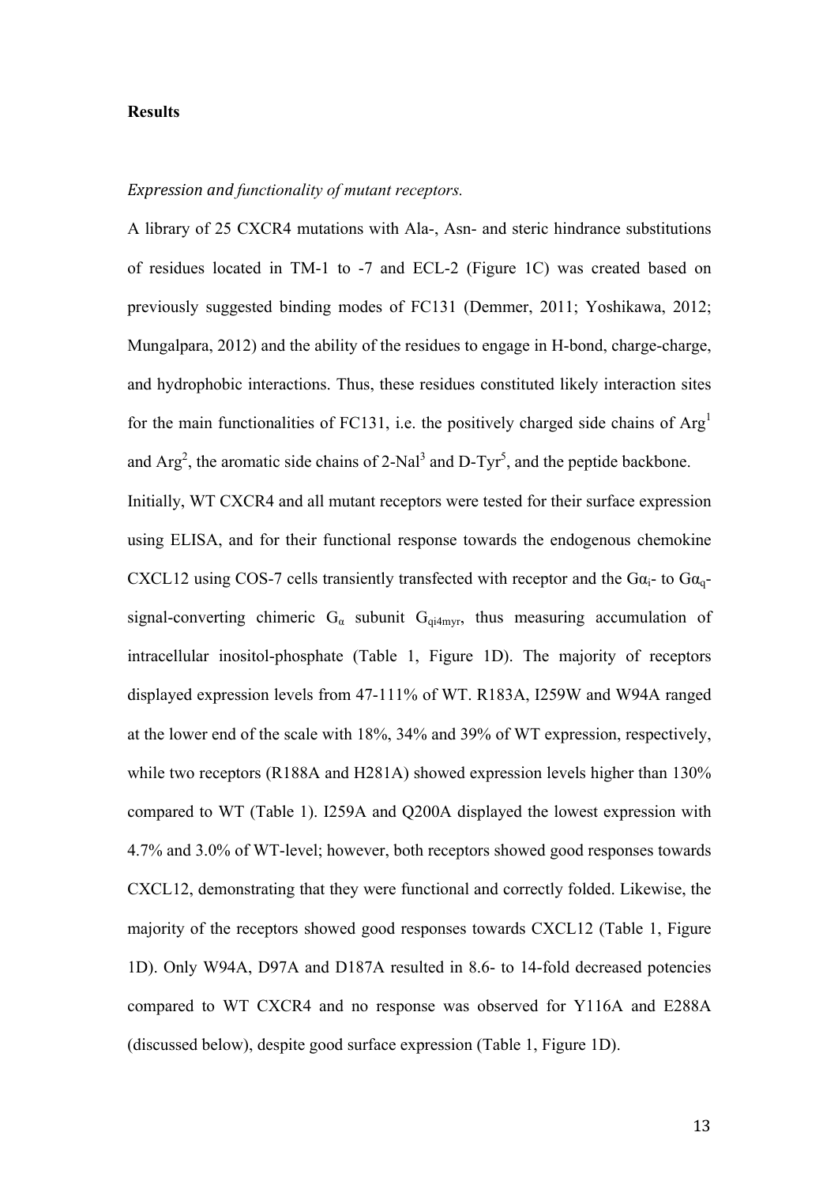**Results**

*Expression and functionality of mutant receptors.*

A library of 25 CXCR4 mutations with Ala-, Asn- and steric hindrance substitutions of residues located in TM-1 to -7 and ECL-2 (Figure 1C) was created based on previously suggested binding modes of FC131 (Demmer, 2011; Yoshikawa, 2012; Mungalpara, 2012) and the ability of the residues to engage in H-bond, charge-charge, and hydrophobic interactions. Thus, these residues constituted likely interaction sites for the main functionalities of FC131, i.e. the positively charged side chains of $Arg^1$ and $Arg^2$, the aromatic side chains of $2\text{-}Nal^3$ and $D\text{-}Tyr^5$, and the peptide backbone.

Initially, WT CXCR4 and all mutant receptors were tested for their surface expression using ELISA, and for their functional response towards the endogenous chemokine CXCL12 using COS-7 cells transiently transfected with receptor and the $G\alpha_i$- to $G\alpha_q$-signal-converting chimeric $G_\alpha$ subunit $G_{qi4myr}$, thus measuring accumulation of intracellular inositol-phosphate (Table 1, Figure 1D). The majority of receptors displayed expression levels from 47-111% of WT. R183A, I259W and W94A ranged at the lower end of the scale with 18%, 34% and 39% of WT expression, respectively, while two receptors (R188A and H281A) showed expression levels higher than 130% compared to WT (Table 1). I259A and Q200A displayed the lowest expression with 4.7% and 3.0% of WT-level; however, both receptors showed good responses towards CXCL12, demonstrating that they were functional and correctly folded. Likewise, the majority of the receptors showed good responses towards CXCL12 (Table 1, Figure 1D). Only W94A, D97A and D187A resulted in 8.6- to 14-fold decreased potencies compared to WT CXCR4 and no response was observed for Y116A and E288A (discussed below), despite good surface expression (Table 1, Figure 1D).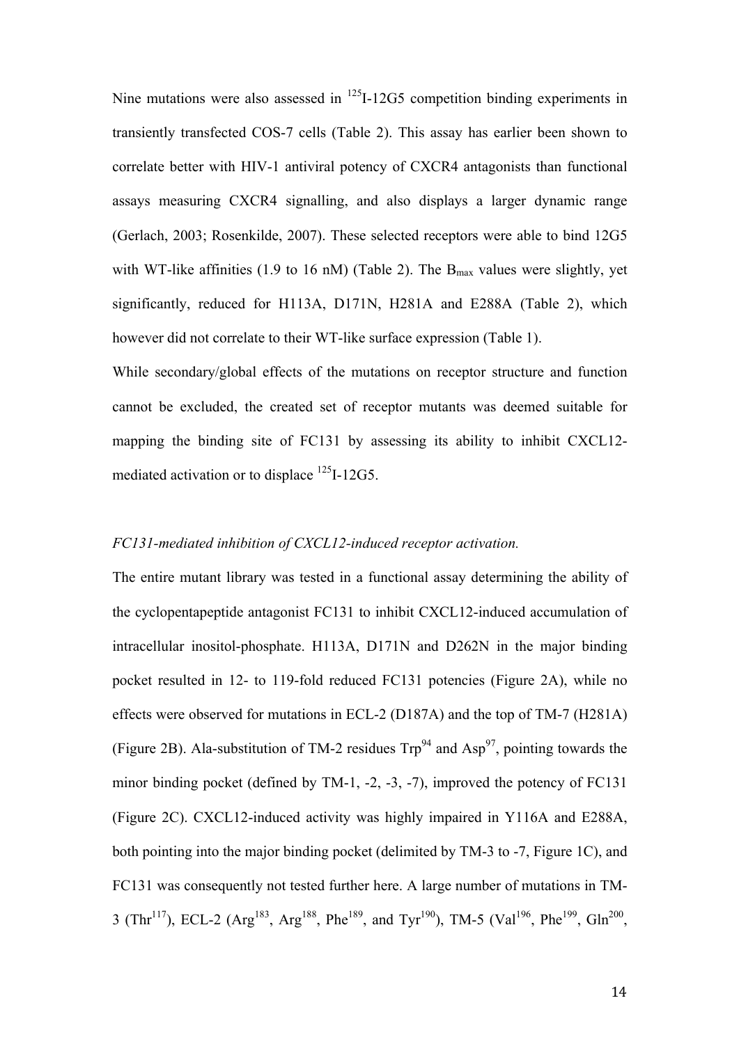Nine mutations were also assessed in $^{125}$I-12G5 competition binding experiments in transiently transfected COS-7 cells (Table 2). This assay has earlier been shown to correlate better with HIV-1 antiviral potency of CXCR4 antagonists than functional assays measuring CXCR4 signalling, and also displays a larger dynamic range (Gerlach, 2003; Rosenkilde, 2007). These selected receptors were able to bind 12G5 with WT-like affinities (1.9 to 16 nM) (Table 2). The $B_{max}$ values were slightly, yet significantly, reduced for H113A, D171N, H281A and E288A (Table 2), which however did not correlate to their WT-like surface expression (Table 1).

While secondary/global effects of the mutations on receptor structure and function cannot be excluded, the created set of receptor mutants was deemed suitable for mapping the binding site of FC131 by assessing its ability to inhibit CXCL12-mediated activation or to displace $^{125}$I-12G5.

*FC131-mediated inhibition of CXCL12-induced receptor activation.*

The entire mutant library was tested in a functional assay determining the ability of the cyclopentapeptide antagonist FC131 to inhibit CXCL12-induced accumulation of intracellular inositol-phosphate. H113A, D171N and D262N in the major binding pocket resulted in 12- to 119-fold reduced FC131 potencies (Figure 2A), while no effects were observed for mutations in ECL-2 (D187A) and the top of TM-7 (H281A) (Figure 2B). Ala-substitution of TM-2 residues Trp$^{94}$ and Asp$^{97}$, pointing towards the minor binding pocket (defined by TM-1, -2, -3, -7), improved the potency of FC131 (Figure 2C). CXCL12-induced activity was highly impaired in Y116A and E288A, both pointing into the major binding pocket (delimited by TM-3 to -7, Figure 1C), and FC131 was consequently not tested further here. A large number of mutations in TM-3 (Thr$^{117}$), ECL-2 (Arg$^{183}$, Arg$^{188}$, Phe$^{189}$, and Tyr$^{190}$), TM-5 (Val$^{196}$, Phe$^{199}$, Gln$^{200}$,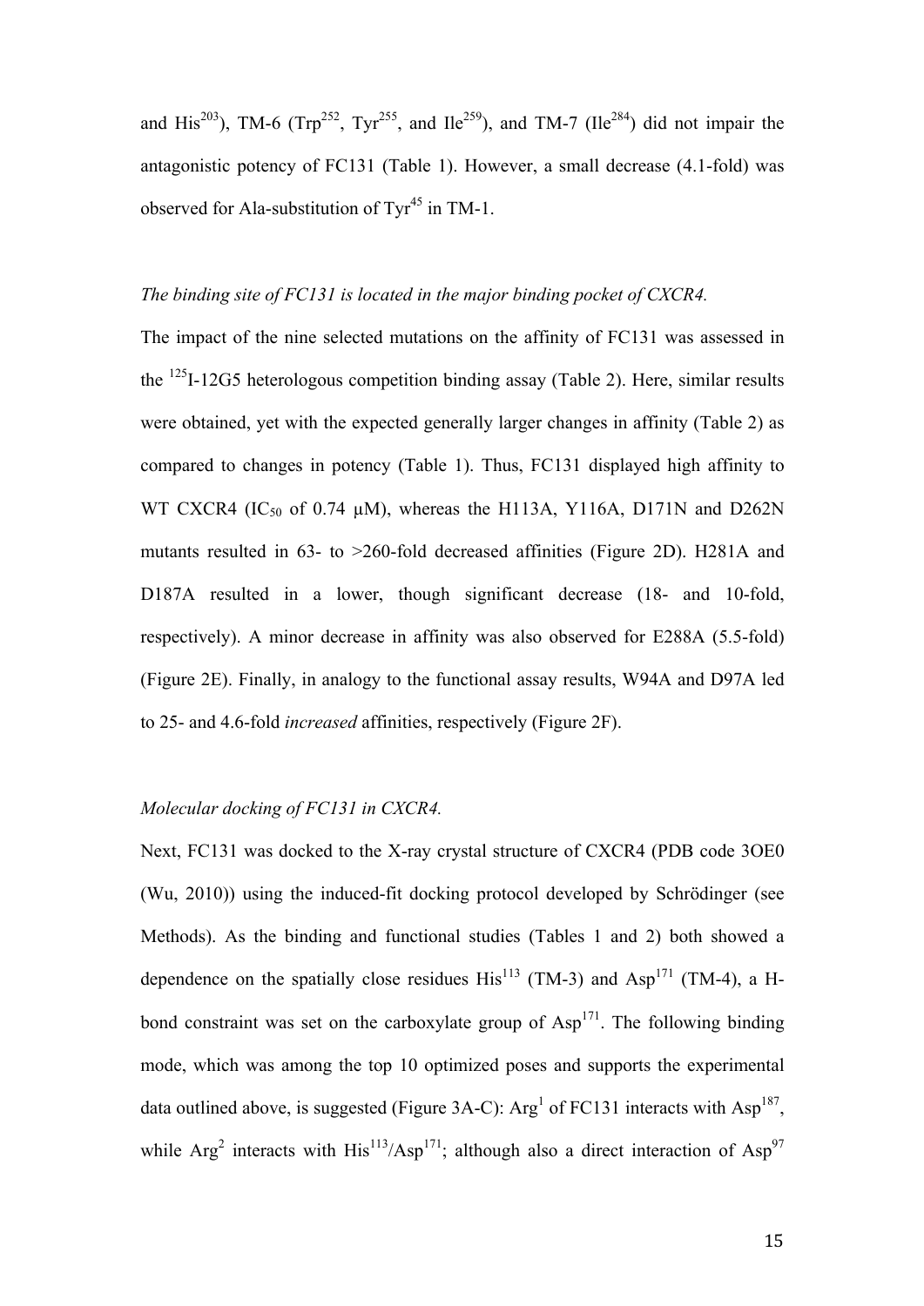and His$^{203}$), TM-6 (Trp$^{252}$, Tyr$^{255}$, and Ile$^{259}$), and TM-7 (Ile$^{284}$) did not impair the antagonistic potency of FC131 (Table 1). However, a small decrease (4.1-fold) was observed for Ala-substitution of Tyr$^{45}$ in TM-1.

*The binding site of FC131 is located in the major binding pocket of CXCR4.*

The impact of the nine selected mutations on the affinity of FC131 was assessed in the $^{125}$I-12G5 heterologous competition binding assay (Table 2). Here, similar results were obtained, yet with the expected generally larger changes in affinity (Table 2) as compared to changes in potency (Table 1). Thus, FC131 displayed high affinity to WT CXCR4 ($IC_{50}$ of 0.74 μM), whereas the H113A, Y116A, D171N and D262N mutants resulted in 63- to >260-fold decreased affinities (Figure 2D). H281A and D187A resulted in a lower, though significant decrease (18- and 10-fold, respectively). A minor decrease in affinity was also observed for E288A (5.5-fold) (Figure 2E). Finally, in analogy to the functional assay results, W94A and D97A led to 25- and 4.6-fold *increased* affinities, respectively (Figure 2F).

*Molecular docking of FC131 in CXCR4.*

Next, FC131 was docked to the X-ray crystal structure of CXCR4 (PDB code 3OE0 (Wu, 2010)) using the induced-fit docking protocol developed by Schrödinger (see Methods). As the binding and functional studies (Tables 1 and 2) both showed a dependence on the spatially close residues His$^{113}$ (TM-3) and Asp$^{171}$ (TM-4), a H-bond constraint was set on the carboxylate group of Asp$^{171}$. The following binding mode, which was among the top 10 optimized poses and supports the experimental data outlined above, is suggested (Figure 3A-C): Arg$^{1}$ of FC131 interacts with Asp$^{187}$, while Arg$^{2}$ interacts with His$^{113}$/Asp$^{171}$; although also a direct interaction of Asp$^{97}$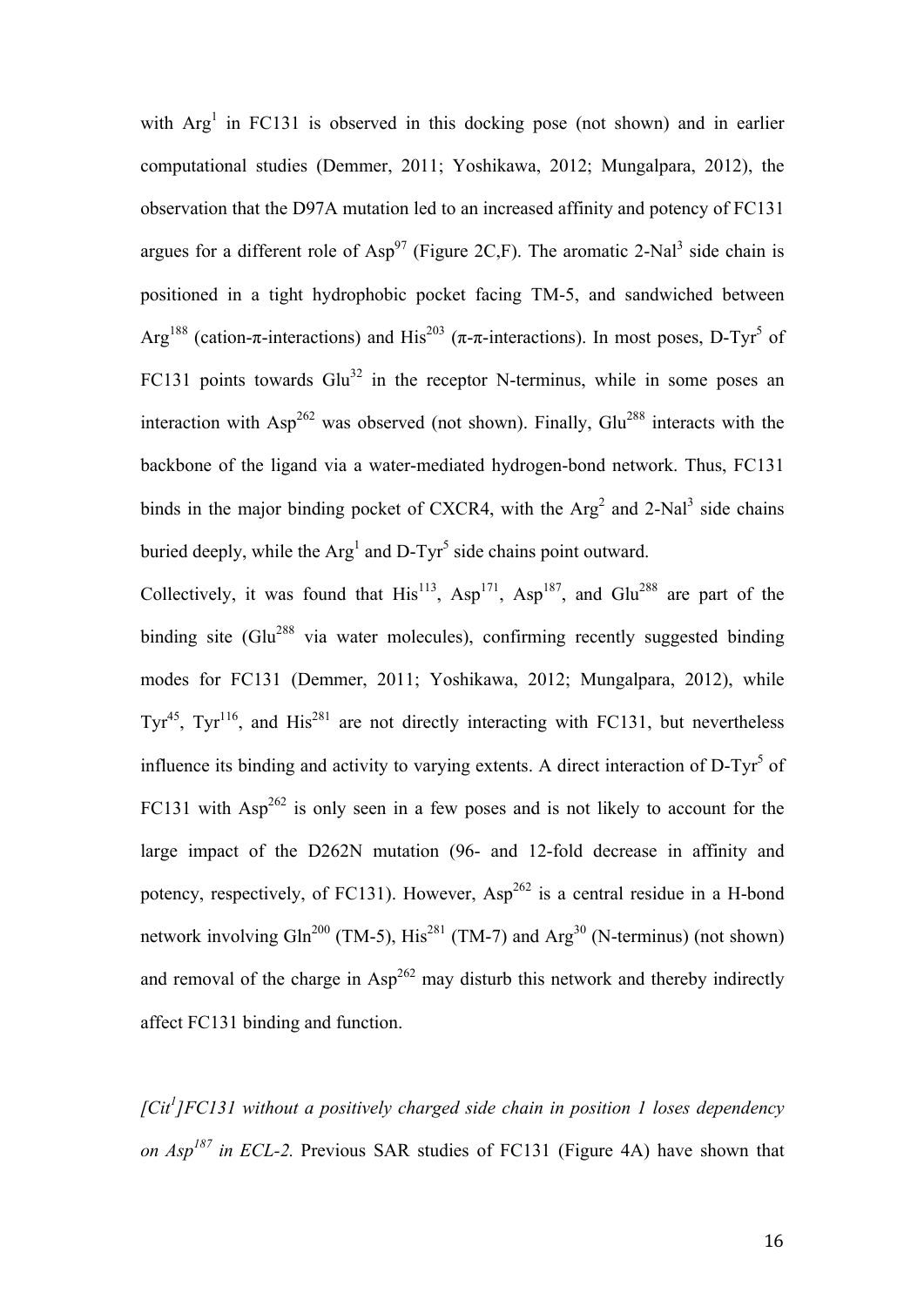with Arg$^{1}$ in FC131 is observed in this docking pose (not shown) and in earlier computational studies (Demmer, 2011; Yoshikawa, 2012; Mungalpara, 2012), the observation that the D97A mutation led to an increased affinity and potency of FC131 argues for a different role of Asp$^{97}$ (Figure 2C,F). The aromatic 2-Nal$^{3}$ side chain is positioned in a tight hydrophobic pocket facing TM-5, and sandwiched between Arg$^{188}$ (cation-π-interactions) and His$^{203}$ (π-π-interactions). In most poses, D-Tyr$^{5}$ of FC131 points towards Glu$^{32}$ in the receptor N-terminus, while in some poses an interaction with Asp$^{262}$ was observed (not shown). Finally, Glu$^{288}$ interacts with the backbone of the ligand via a water-mediated hydrogen-bond network. Thus, FC131 binds in the major binding pocket of CXCR4, with the Arg$^{2}$ and 2-Nal$^{3}$ side chains buried deeply, while the Arg$^{1}$ and D-Tyr$^{5}$ side chains point outward.

Collectively, it was found that His$^{113}$, Asp$^{171}$, Asp$^{187}$, and Glu$^{288}$ are part of the binding site (Glu$^{288}$ via water molecules), confirming recently suggested binding modes for FC131 (Demmer, 2011; Yoshikawa, 2012; Mungalpara, 2012), while Tyr$^{45}$, Tyr$^{116}$, and His$^{281}$ are not directly interacting with FC131, but nevertheless influence its binding and activity to varying extents. A direct interaction of D-Tyr$^{5}$ of FC131 with Asp$^{262}$ is only seen in a few poses and is not likely to account for the large impact of the D262N mutation (96- and 12-fold decrease in affinity and potency, respectively, of FC131). However, Asp$^{262}$ is a central residue in a H-bond network involving Gln$^{200}$ (TM-5), His$^{281}$ (TM-7) and Arg$^{30}$ (N-terminus) (not shown) and removal of the charge in Asp$^{262}$ may disturb this network and thereby indirectly affect FC131 binding and function.

*[Cit$^{1}$]FC131 without a positively charged side chain in position 1 loses dependency on Asp$^{187}$ in ECL-2.* Previous SAR studies of FC131 (Figure 4A) have shown that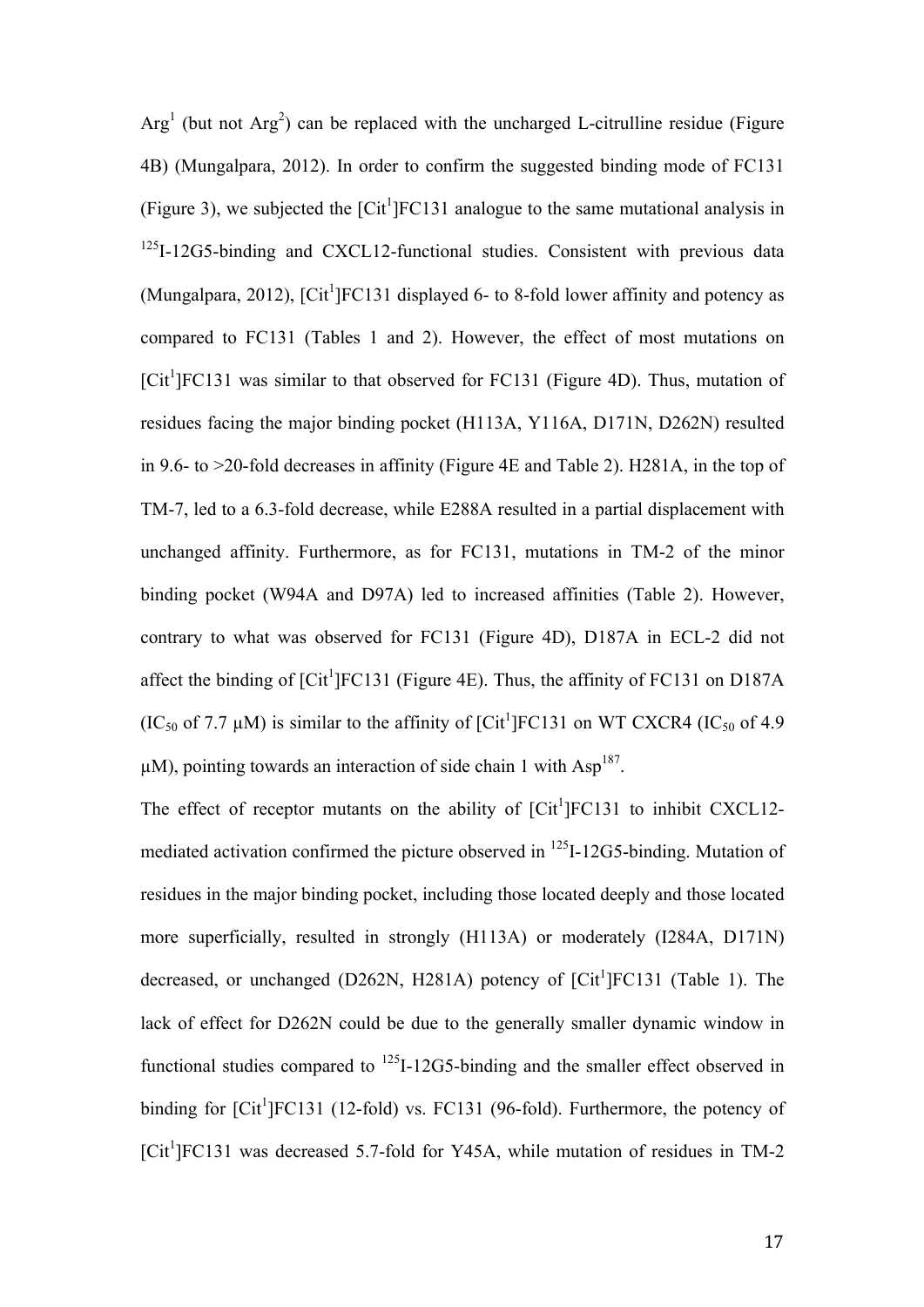Arg$^1$ (but not Arg$^2$) can be replaced with the uncharged L-citrulline residue (Figure 4B) (Mungalpara, 2012). In order to confirm the suggested binding mode of FC131 (Figure 3), we subjected the [Cit$^1$]FC131 analogue to the same mutational analysis in $^{125}$I-12G5-binding and CXCL12-functional studies. Consistent with previous data (Mungalpara, 2012), [Cit$^1$]FC131 displayed 6- to 8-fold lower affinity and potency as compared to FC131 (Tables 1 and 2). However, the effect of most mutations on [Cit$^1$]FC131 was similar to that observed for FC131 (Figure 4D). Thus, mutation of residues facing the major binding pocket (H113A, Y116A, D171N, D262N) resulted in 9.6- to >20-fold decreases in affinity (Figure 4E and Table 2). H281A, in the top of TM-7, led to a 6.3-fold decrease, while E288A resulted in a partial displacement with unchanged affinity. Furthermore, as for FC131, mutations in TM-2 of the minor binding pocket (W94A and D97A) led to increased affinities (Table 2). However, contrary to what was observed for FC131 (Figure 4D), D187A in ECL-2 did not affect the binding of [Cit$^1$]FC131 (Figure 4E). Thus, the affinity of FC131 on D187A ($IC_{50}$ of 7.7 μM) is similar to the affinity of [Cit$^1$]FC131 on WT CXCR4 ($IC_{50}$ of 4.9 μM), pointing towards an interaction of side chain 1 with Asp$^{187}$.

The effect of receptor mutants on the ability of [Cit$^1$]FC131 to inhibit CXCL12-mediated activation confirmed the picture observed in $^{125}$I-12G5-binding. Mutation of residues in the major binding pocket, including those located deeply and those located more superficially, resulted in strongly (H113A) or moderately (I284A, D171N) decreased, or unchanged (D262N, H281A) potency of [Cit$^1$]FC131 (Table 1). The lack of effect for D262N could be due to the generally smaller dynamic window in functional studies compared to $^{125}$I-12G5-binding and the smaller effect observed in binding for [Cit$^1$]FC131 (12-fold) vs. FC131 (96-fold). Furthermore, the potency of [Cit$^1$]FC131 was decreased 5.7-fold for Y45A, while mutation of residues in TM-2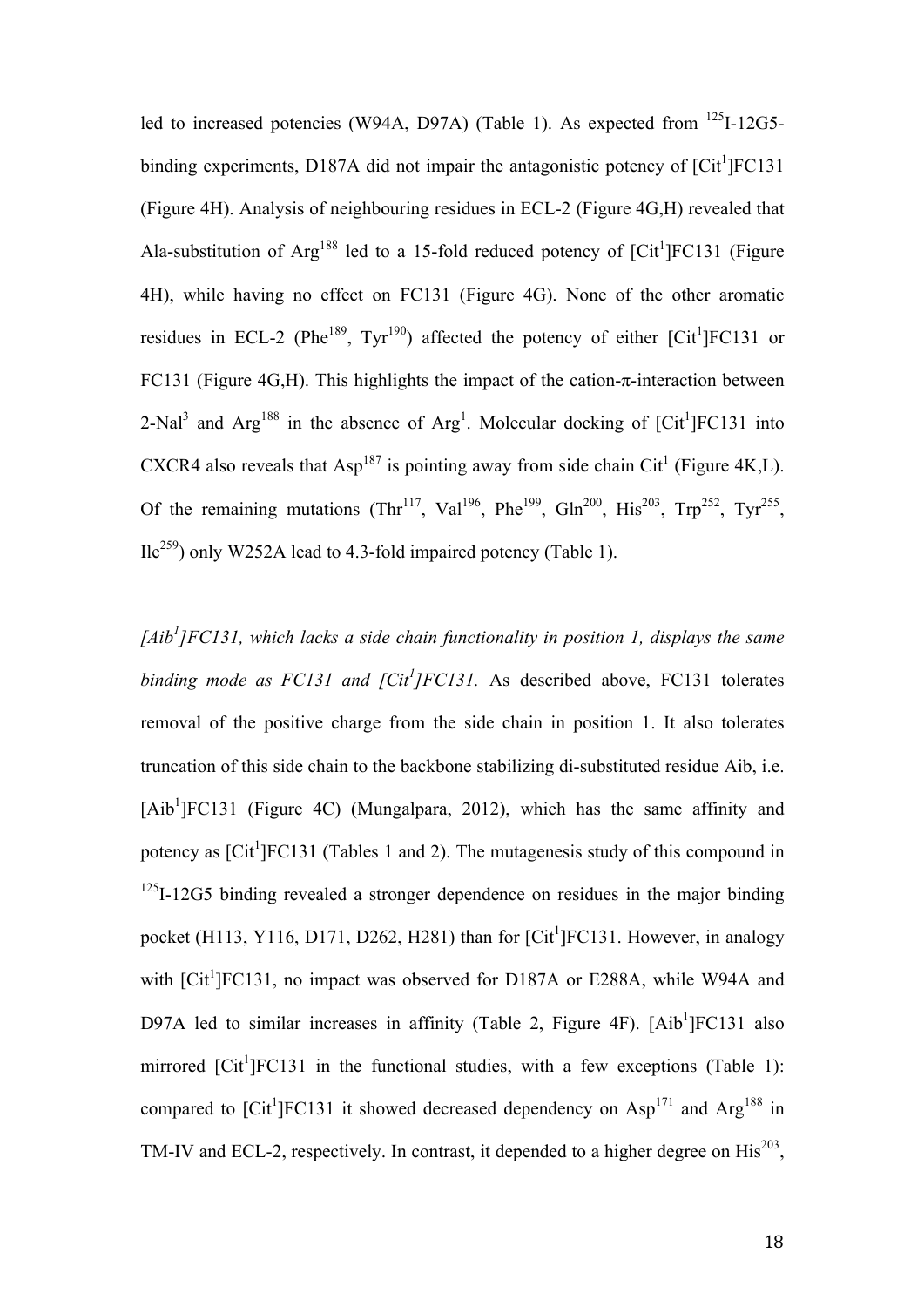led to increased potencies (W94A, D97A) (Table 1). As expected from $^{125}$I-12G5-binding experiments, D187A did not impair the antagonistic potency of [Cit$^{1}$]FC131 (Figure 4H). Analysis of neighbouring residues in ECL-2 (Figure 4G,H) revealed that Ala-substitution of Arg$^{188}$ led to a 15-fold reduced potency of [Cit$^{1}$]FC131 (Figure 4H), while having no effect on FC131 (Figure 4G). None of the other aromatic residues in ECL-2 (Phe$^{189}$, Tyr$^{190}$) affected the potency of either [Cit$^{1}$]FC131 or FC131 (Figure 4G,H). This highlights the impact of the cation-π-interaction between 2-Nal$^{3}$ and Arg$^{188}$ in the absence of Arg$^{1}$. Molecular docking of [Cit$^{1}$]FC131 into CXCR4 also reveals that Asp$^{187}$ is pointing away from side chain Cit$^{1}$ (Figure 4K,L). Of the remaining mutations (Thr$^{117}$, Val$^{196}$, Phe$^{199}$, Gln$^{200}$, His$^{203}$, Trp$^{252}$, Tyr$^{255}$, Ile$^{259}$) only W252A lead to 4.3-fold impaired potency (Table 1).

*[Aib$^{1}$]FC131, which lacks a side chain functionality in position 1, displays the same binding mode as FC131 and [Cit$^{1}$]FC131.* As described above, FC131 tolerates removal of the positive charge from the side chain in position 1. It also tolerates truncation of this side chain to the backbone stabilizing di-substituted residue Aib, i.e. [Aib$^{1}$]FC131 (Figure 4C) (Mungalpara, 2012), which has the same affinity and potency as [Cit$^{1}$]FC131 (Tables 1 and 2). The mutagenesis study of this compound in $^{125}$I-12G5 binding revealed a stronger dependence on residues in the major binding pocket (H113, Y116, D171, D262, H281) than for [Cit$^{1}$]FC131. However, in analogy with [Cit$^{1}$]FC131, no impact was observed for D187A or E288A, while W94A and D97A led to similar increases in affinity (Table 2, Figure 4F). [Aib$^{1}$]FC131 also mirrored [Cit$^{1}$]FC131 in the functional studies, with a few exceptions (Table 1): compared to [Cit$^{1}$]FC131 it showed decreased dependency on Asp$^{171}$ and Arg$^{188}$ in TM-IV and ECL-2, respectively. In contrast, it depended to a higher degree on His$^{203}$,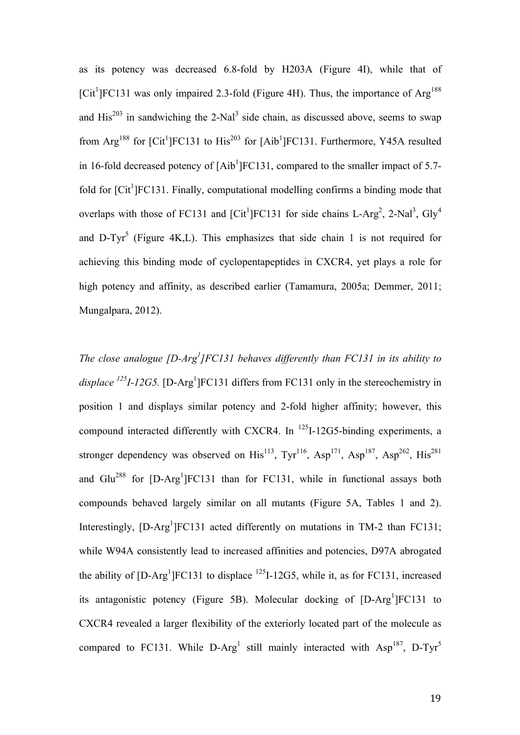as its potency was decreased 6.8-fold by H203A (Figure 4I), while that of [Cit$^{1}$]FC131 was only impaired 2.3-fold (Figure 4H). Thus, the importance of Arg$^{188}$ and His$^{203}$ in sandwiching the 2-Nal$^{3}$ side chain, as discussed above, seems to swap from Arg$^{188}$ for [Cit$^{1}$]FC131 to His$^{203}$ for [Aib$^{1}$]FC131. Furthermore, Y45A resulted in 16-fold decreased potency of [Aib$^{1}$]FC131, compared to the smaller impact of 5.7-fold for [Cit$^{1}$]FC131. Finally, computational modelling confirms a binding mode that overlaps with those of FC131 and [Cit$^{1}$]FC131 for side chains L-Arg$^{2}$, 2-Nal$^{3}$, Gly$^{4}$ and D-Tyr$^{5}$ (Figure 4K,L). This emphasizes that side chain 1 is not required for achieving this binding mode of cyclopentapeptides in CXCR4, yet plays a role for high potency and affinity, as described earlier (Tamamura, 2005a; Demmer, 2011; Mungalpara, 2012).

*The close analogue [D-Arg$^{1}$]FC131 behaves differently than FC131 in its ability to displace $^{125}$I-12G5.* [D-Arg$^{1}$]FC131 differs from FC131 only in the stereochemistry in position 1 and displays similar potency and 2-fold higher affinity; however, this compound interacted differently with CXCR4. In $^{125}$I-12G5-binding experiments, a stronger dependency was observed on His$^{113}$, Tyr$^{116}$, Asp$^{171}$, Asp$^{187}$, Asp$^{262}$, His$^{281}$ and Glu$^{288}$ for [D-Arg$^{1}$]FC131 than for FC131, while in functional assays both compounds behaved largely similar on all mutants (Figure 5A, Tables 1 and 2). Interestingly, [D-Arg$^{1}$]FC131 acted differently on mutations in TM-2 than FC131; while W94A consistently lead to increased affinities and potencies, D97A abrogated the ability of [D-Arg$^{1}$]FC131 to displace $^{125}$I-12G5, while it, as for FC131, increased its antagonistic potency (Figure 5B). Molecular docking of [D-Arg$^{1}$]FC131 to CXCR4 revealed a larger flexibility of the exteriorly located part of the molecule as compared to FC131. While D-Arg$^{1}$ still mainly interacted with Asp$^{187}$, D-Tyr$^{5}$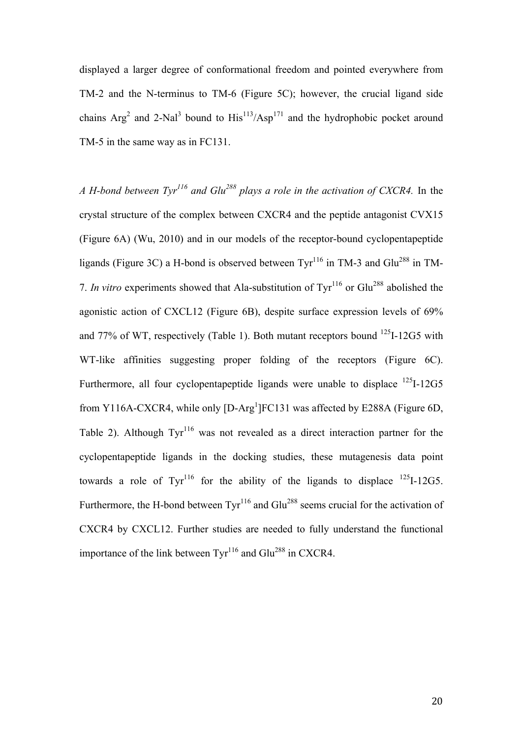displayed a larger degree of conformational freedom and pointed everywhere from TM-2 and the N-terminus to TM-6 (Figure 5C); however, the crucial ligand side chains $Arg^{2}$ and $2\text{-}Nal^{3}$ bound to $His^{113}/Asp^{171}$ and the hydrophobic pocket around TM-5 in the same way as in FC131.

*A H-bond between $Tyr^{116}$ and $Glu^{288}$ plays a role in the activation of CXCR4.* In the crystal structure of the complex between CXCR4 and the peptide antagonist CVX15 (Figure 6A) (Wu, 2010) and in our models of the receptor-bound cyclopentapeptide ligands (Figure 3C) a H-bond is observed between $Tyr^{116}$ in TM-3 and $Glu^{288}$ in TM-7. *In vitro* experiments showed that Ala-substitution of $Tyr^{116}$ or $Glu^{288}$ abolished the agonistic action of CXCL12 (Figure 6B), despite surface expression levels of 69% and 77% of WT, respectively (Table 1). Both mutant receptors bound $^{125}I$-12G5 with WT-like affinities suggesting proper folding of the receptors (Figure 6C). Furthermore, all four cyclopentapeptide ligands were unable to displace $^{125}I$-12G5 from Y116A-CXCR4, while only [D-$Arg^{1}$]FC131 was affected by E288A (Figure 6D, Table 2). Although $Tyr^{116}$ was not revealed as a direct interaction partner for the cyclopentapeptide ligands in the docking studies, these mutagenesis data point towards a role of $Tyr^{116}$ for the ability of the ligands to displace $^{125}I$-12G5. Furthermore, the H-bond between $Tyr^{116}$ and $Glu^{288}$ seems crucial for the activation of CXCR4 by CXCL12. Further studies are needed to fully understand the functional importance of the link between $Tyr^{116}$ and $Glu^{288}$ in CXCR4.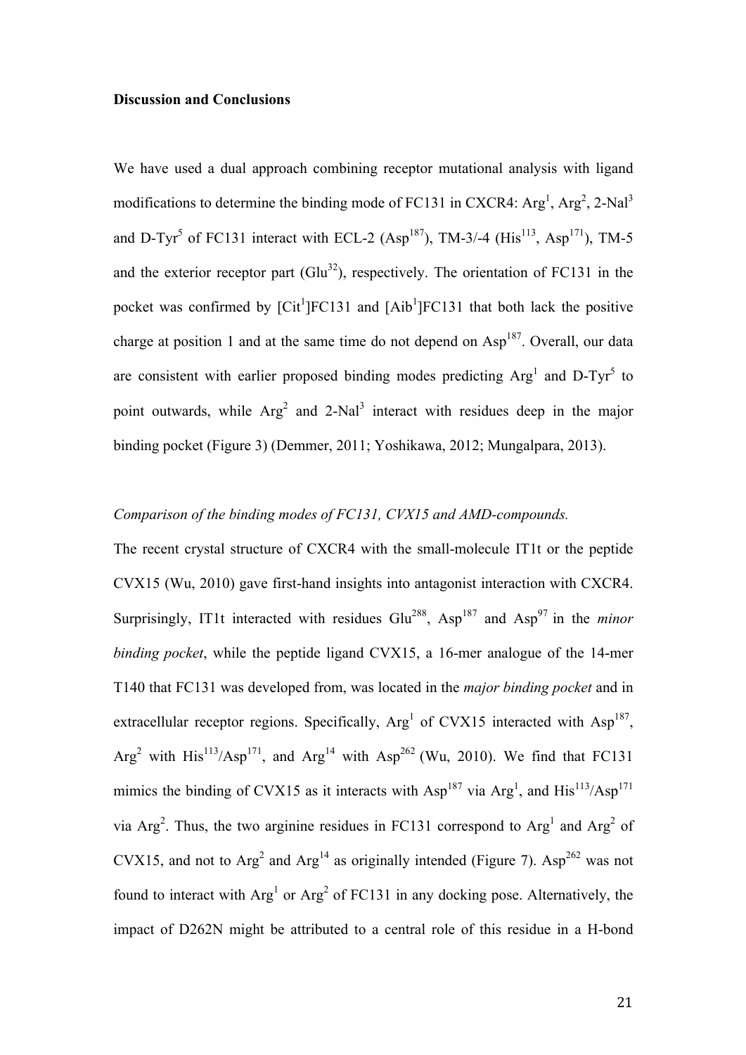**Discussion and Conclusions**

We have used a dual approach combining receptor mutational analysis with ligand modifications to determine the binding mode of FC131 in CXCR4: $Arg^1$, $Arg^2$, 2-$Nal^3$ and D-$Tyr^5$ of FC131 interact with ECL-2 ($Asp^{187}$), TM-3/-4 ($His^{113}$, $Asp^{171}$), TM-5 and the exterior receptor part ($Glu^{32}$), respectively. The orientation of FC131 in the pocket was confirmed by [$Cit^1$]FC131 and [$Aib^1$]FC131 that both lack the positive charge at position 1 and at the same time do not depend on $Asp^{187}$. Overall, our data are consistent with earlier proposed binding modes predicting $Arg^1$ and D-$Tyr^5$ to point outwards, while $Arg^2$ and 2-$Nal^3$ interact with residues deep in the major binding pocket (Figure 3) (Demmer, 2011; Yoshikawa, 2012; Mungalpara, 2013).

*Comparison of the binding modes of FC131, CVX15 and AMD-compounds.*

The recent crystal structure of CXCR4 with the small-molecule IT1t or the peptide CVX15 (Wu, 2010) gave first-hand insights into antagonist interaction with CXCR4. Surprisingly, IT1t interacted with residues $Glu^{288}$, $Asp^{187}$ and $Asp^{97}$ in the *minor binding pocket*, while the peptide ligand CVX15, a 16-mer analogue of the 14-mer T140 that FC131 was developed from, was located in the *major binding pocket* and in extracellular receptor regions. Specifically, $Arg^1$ of CVX15 interacted with $Asp^{187}$, $Arg^2$ with $His^{113}$/$Asp^{171}$, and $Arg^{14}$ with $Asp^{262}$ (Wu, 2010). We find that FC131 mimics the binding of CVX15 as it interacts with $Asp^{187}$ via $Arg^1$, and $His^{113}$/$Asp^{171}$ via $Arg^2$. Thus, the two arginine residues in FC131 correspond to $Arg^1$ and $Arg^2$ of CVX15, and not to $Arg^2$ and $Arg^{14}$ as originally intended (Figure 7). $Asp^{262}$ was not found to interact with $Arg^1$ or $Arg^2$ of FC131 in any docking pose. Alternatively, the impact of D262N might be attributed to a central role of this residue in a H-bond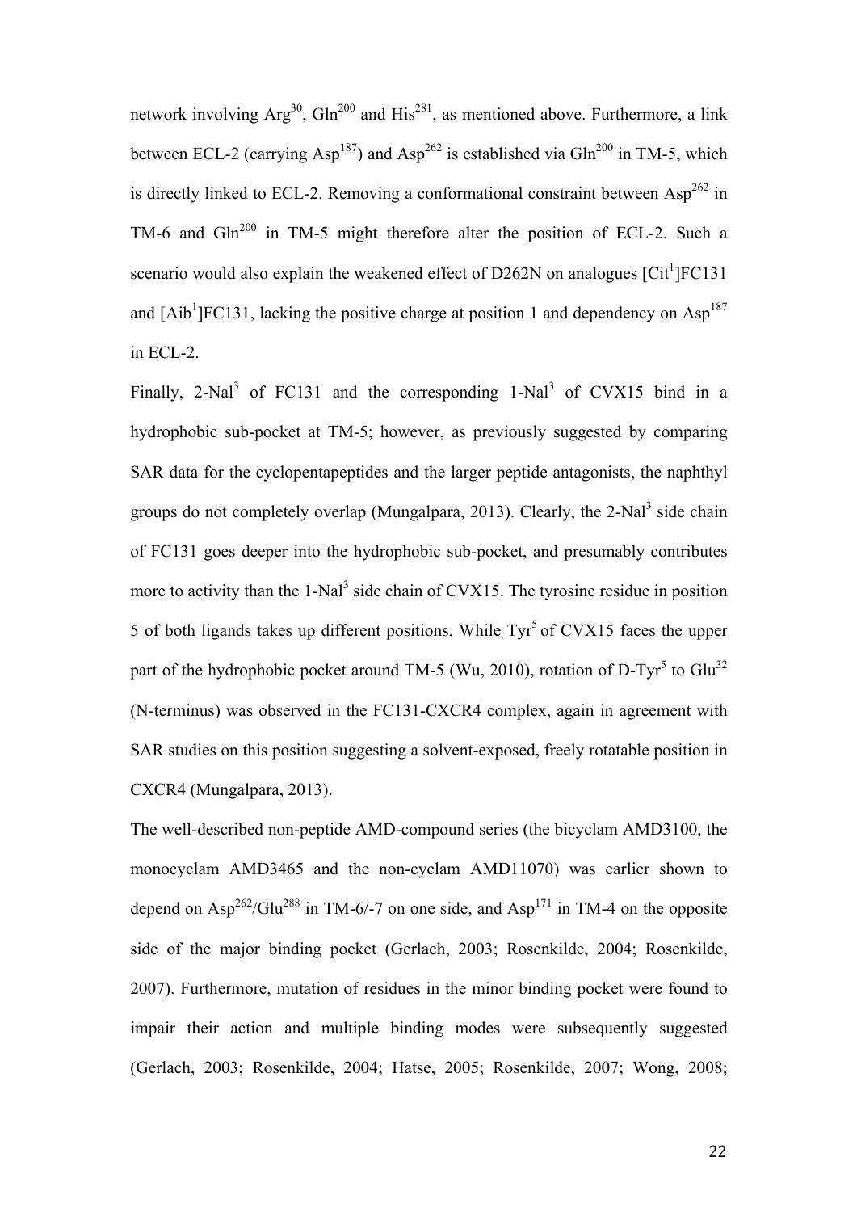network involving Arg$^{30}$, Gln$^{200}$ and His$^{281}$, as mentioned above. Furthermore, a link between ECL-2 (carrying Asp$^{187}$) and Asp$^{262}$ is established via Gln$^{200}$ in TM-5, which is directly linked to ECL-2. Removing a conformational constraint between Asp$^{262}$ in TM-6 and Gln$^{200}$ in TM-5 might therefore alter the position of ECL-2. Such a scenario would also explain the weakened effect of D262N on analogues [Cit$^{1}$]FC131 and [Aib$^{1}$]FC131, lacking the positive charge at position 1 and dependency on Asp$^{187}$ in ECL-2.

Finally, 2-Nal$^{3}$ of FC131 and the corresponding 1-Nal$^{3}$ of CVX15 bind in a hydrophobic sub-pocket at TM-5; however, as previously suggested by comparing SAR data for the cyclopentapeptides and the larger peptide antagonists, the naphthyl groups do not completely overlap (Mungalpara, 2013). Clearly, the 2-Nal$^{3}$ side chain of FC131 goes deeper into the hydrophobic sub-pocket, and presumably contributes more to activity than the 1-Nal$^{3}$ side chain of CVX15. The tyrosine residue in position 5 of both ligands takes up different positions. While Tyr$^{5}$ of CVX15 faces the upper part of the hydrophobic pocket around TM-5 (Wu, 2010), rotation of D-Tyr$^{5}$ to Glu$^{32}$ (N-terminus) was observed in the FC131-CXCR4 complex, again in agreement with SAR studies on this position suggesting a solvent-exposed, freely rotatable position in CXCR4 (Mungalpara, 2013).

The well-described non-peptide AMD-compound series (the bicyclam AMD3100, the monocyclam AMD3465 and the non-cyclam AMD11070) was earlier shown to depend on Asp$^{262}$/Glu$^{288}$ in TM-6/-7 on one side, and Asp$^{171}$ in TM-4 on the opposite side of the major binding pocket (Gerlach, 2003; Rosenkilde, 2004; Rosenkilde, 2007). Furthermore, mutation of residues in the minor binding pocket were found to impair their action and multiple binding modes were subsequently suggested (Gerlach, 2003; Rosenkilde, 2004; Hatse, 2005; Rosenkilde, 2007; Wong, 2008;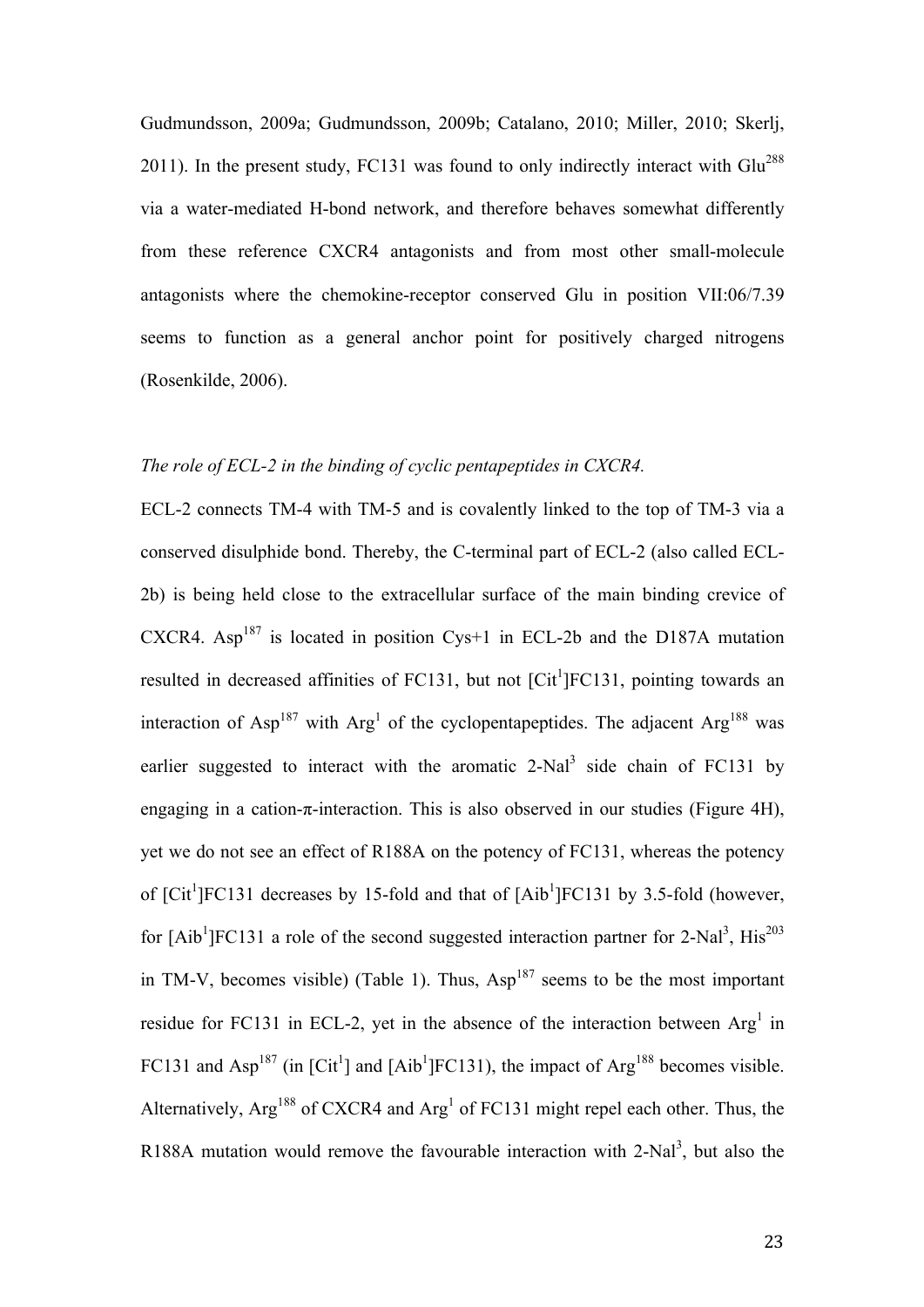Gudmundsson, 2009a; Gudmundsson, 2009b; Catalano, 2010; Miller, 2010; Skerlj, 2011). In the present study, FC131 was found to only indirectly interact with $Glu^{288}$ via a water-mediated H-bond network, and therefore behaves somewhat differently from these reference CXCR4 antagonists and from most other small-molecule antagonists where the chemokine-receptor conserved Glu in position VII:06/7.39 seems to function as a general anchor point for positively charged nitrogens (Rosenkilde, 2006).

*The role of ECL-2 in the binding of cyclic pentapeptides in CXCR4.*

ECL-2 connects TM-4 with TM-5 and is covalently linked to the top of TM-3 via a conserved disulphide bond. Thereby, the C-terminal part of ECL-2 (also called ECL-2b) is being held close to the extracellular surface of the main binding crevice of CXCR4. $Asp^{187}$ is located in position Cys+1 in ECL-2b and the D187A mutation resulted in decreased affinities of FC131, but not $[Cit^1]$FC131, pointing towards an interaction of $Asp^{187}$ with $Arg^1$ of the cyclopentapeptides. The adjacent $Arg^{188}$ was earlier suggested to interact with the aromatic 2-$Nal^3$ side chain of FC131 by engaging in a cation-π-interaction. This is also observed in our studies (Figure 4H), yet we do not see an effect of R188A on the potency of FC131, whereas the potency of $[Cit^1]$FC131 decreases by 15-fold and that of $[Aib^1]$FC131 by 3.5-fold (however, for $[Aib^1]$FC131 a role of the second suggested interaction partner for 2-$Nal^3$, $His^{203}$ in TM-V, becomes visible) (Table 1). Thus, $Asp^{187}$ seems to be the most important residue for FC131 in ECL-2, yet in the absence of the interaction between $Arg^1$ in FC131 and $Asp^{187}$ (in $[Cit^1]$ and $[Aib^1]$FC131), the impact of $Arg^{188}$ becomes visible. Alternatively, $Arg^{188}$ of CXCR4 and $Arg^1$ of FC131 might repel each other. Thus, the R188A mutation would remove the favourable interaction with 2-$Nal^3$, but also the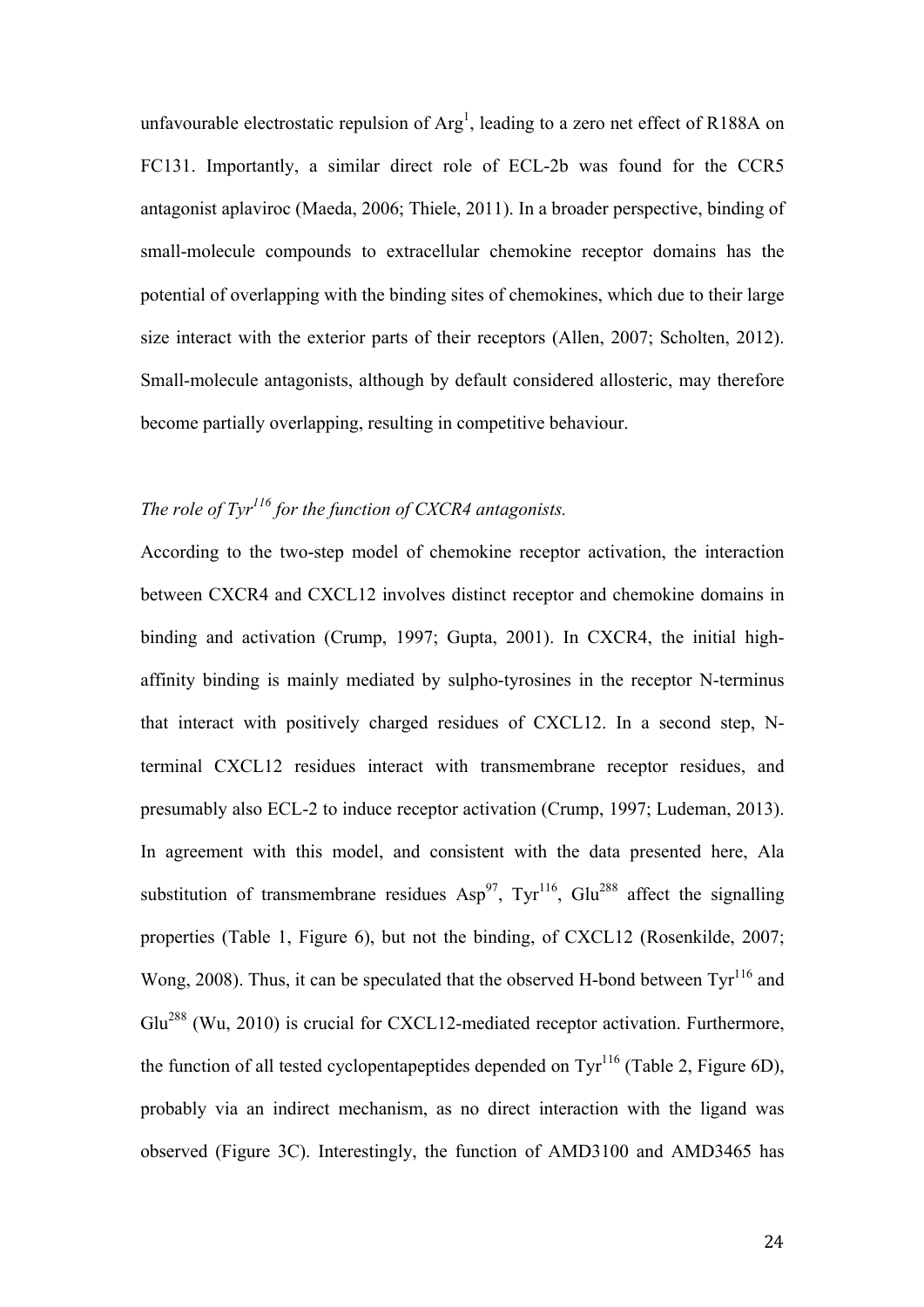unfavourable electrostatic repulsion of $Arg^1$, leading to a zero net effect of R188A on FC131. Importantly, a similar direct role of ECL-2b was found for the CCR5 antagonist aplaviroc (Maeda, 2006; Thiele, 2011). In a broader perspective, binding of small-molecule compounds to extracellular chemokine receptor domains has the potential of overlapping with the binding sites of chemokines, which due to their large size interact with the exterior parts of their receptors (Allen, 2007; Scholten, 2012). Small-molecule antagonists, although by default considered allosteric, may therefore become partially overlapping, resulting in competitive behaviour.

*The role of $Tyr^{116}$ for the function of CXCR4 antagonists.*

According to the two-step model of chemokine receptor activation, the interaction between CXCR4 and CXCL12 involves distinct receptor and chemokine domains in binding and activation (Crump, 1997; Gupta, 2001). In CXCR4, the initial high-affinity binding is mainly mediated by sulpho-tyrosines in the receptor N-terminus that interact with positively charged residues of CXCL12. In a second step, N-terminal CXCL12 residues interact with transmembrane receptor residues, and presumably also ECL-2 to induce receptor activation (Crump, 1997; Ludeman, 2013). In agreement with this model, and consistent with the data presented here, Ala substitution of transmembrane residues $Asp^{97}$, $Tyr^{116}$, $Glu^{288}$ affect the signalling properties (Table 1, Figure 6), but not the binding, of CXCL12 (Rosenkilde, 2007; Wong, 2008). Thus, it can be speculated that the observed H-bond between $Tyr^{116}$ and $Glu^{288}$ (Wu, 2010) is crucial for CXCL12-mediated receptor activation. Furthermore, the function of all tested cyclopentapeptides depended on $Tyr^{116}$ (Table 2, Figure 6D), probably via an indirect mechanism, as no direct interaction with the ligand was observed (Figure 3C). Interestingly, the function of AMD3100 and AMD3465 has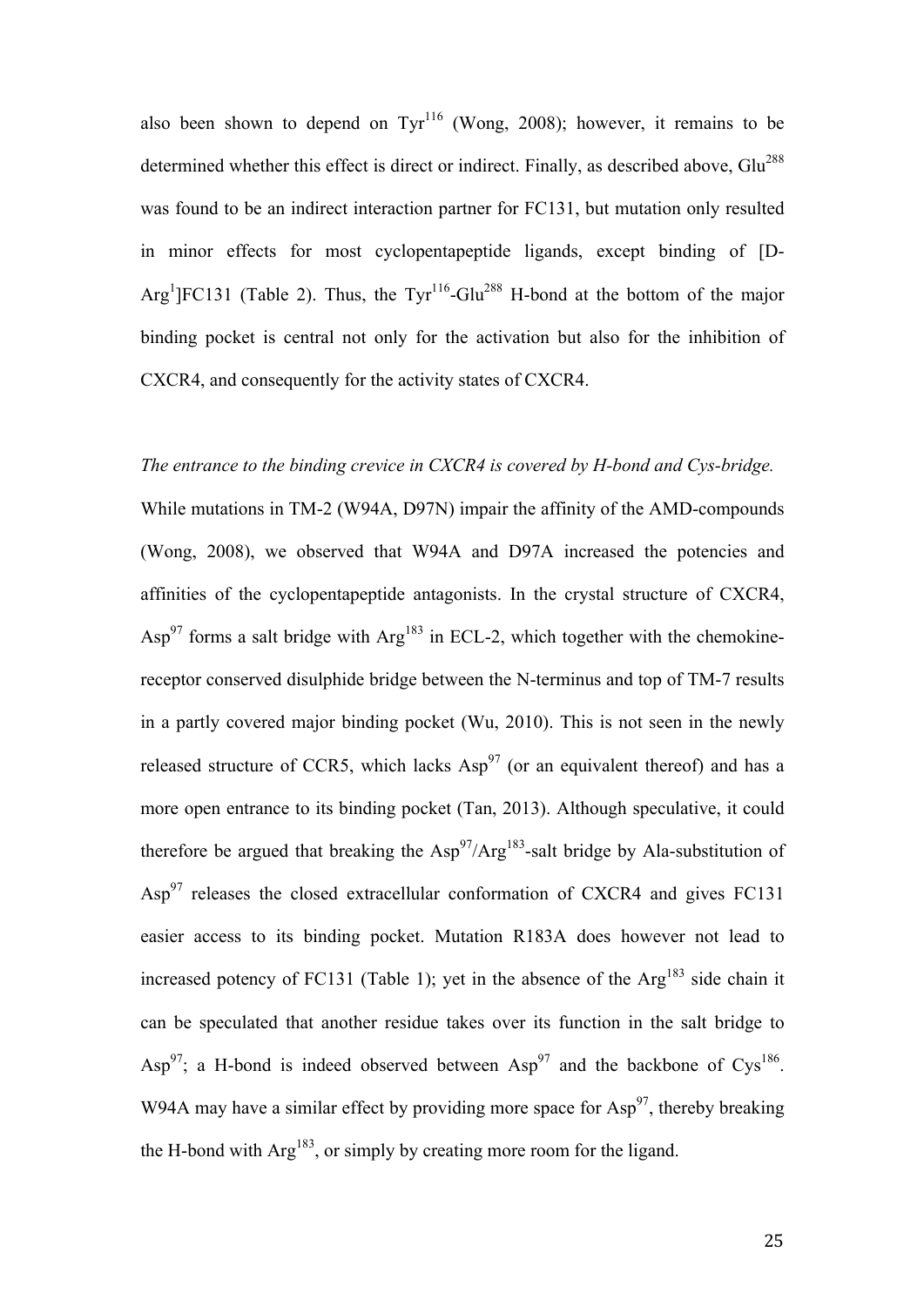also been shown to depend on $Tyr^{116}$ (Wong, 2008); however, it remains to be determined whether this effect is direct or indirect. Finally, as described above, $Glu^{288}$ was found to be an indirect interaction partner for FC131, but mutation only resulted in minor effects for most cyclopentapeptide ligands, except binding of [D-$Arg^{1}$]FC131 (Table 2). Thus, the $Tyr^{116}$-$Glu^{288}$ H-bond at the bottom of the major binding pocket is central not only for the activation but also for the inhibition of CXCR4, and consequently for the activity states of CXCR4.

*The entrance to the binding crevice in CXCR4 is covered by H-bond and Cys-bridge.*

While mutations in TM-2 (W94A, D97N) impair the affinity of the AMD-compounds (Wong, 2008), we observed that W94A and D97A increased the potencies and affinities of the cyclopentapeptide antagonists. In the crystal structure of CXCR4, $Asp^{97}$ forms a salt bridge with $Arg^{183}$ in ECL-2, which together with the chemokine-receptor conserved disulphide bridge between the N-terminus and top of TM-7 results in a partly covered major binding pocket (Wu, 2010). This is not seen in the newly released structure of CCR5, which lacks $Asp^{97}$ (or an equivalent thereof) and has a more open entrance to its binding pocket (Tan, 2013). Although speculative, it could therefore be argued that breaking the $Asp^{97}$/$Arg^{183}$-salt bridge by Ala-substitution of $Asp^{97}$ releases the closed extracellular conformation of CXCR4 and gives FC131 easier access to its binding pocket. Mutation R183A does however not lead to increased potency of FC131 (Table 1); yet in the absence of the $Arg^{183}$ side chain it can be speculated that another residue takes over its function in the salt bridge to $Asp^{97}$; a H-bond is indeed observed between $Asp^{97}$ and the backbone of $Cys^{186}$. W94A may have a similar effect by providing more space for $Asp^{97}$, thereby breaking the H-bond with $Arg^{183}$, or simply by creating more room for the ligand.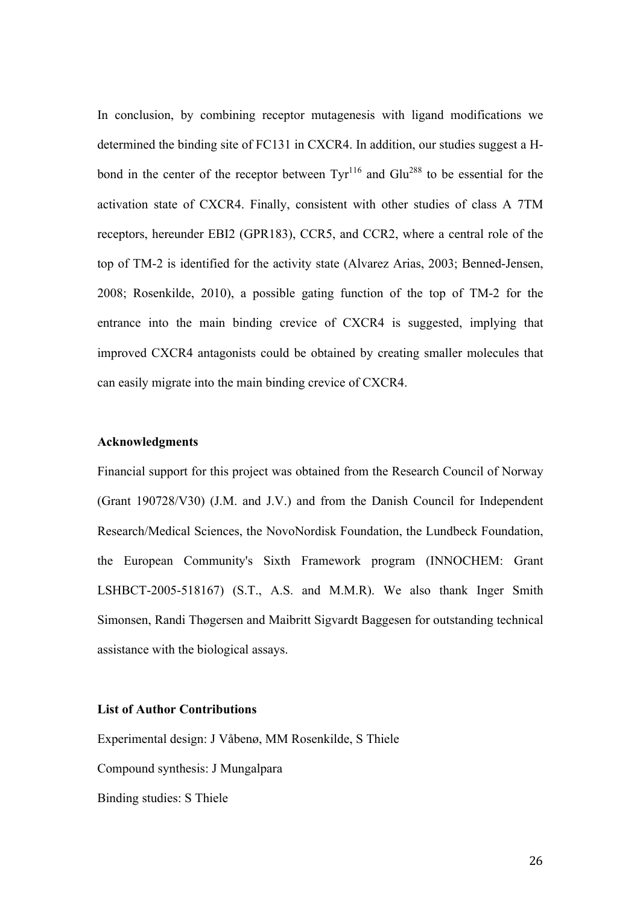In conclusion, by combining receptor mutagenesis with ligand modifications we determined the binding site of FC131 in CXCR4. In addition, our studies suggest a H-bond in the center of the receptor between $Tyr^{116}$ and $Glu^{288}$ to be essential for the activation state of CXCR4. Finally, consistent with other studies of class A 7TM receptors, hereunder EBI2 (GPR183), CCR5, and CCR2, where a central role of the top of TM-2 is identified for the activity state (Alvarez Arias, 2003; Benned-Jensen, 2008; Rosenkilde, 2010), a possible gating function of the top of TM-2 for the entrance into the main binding crevice of CXCR4 is suggested, implying that improved CXCR4 antagonists could be obtained by creating smaller molecules that can easily migrate into the main binding crevice of CXCR4.

**Acknowledgments**

Financial support for this project was obtained from the Research Council of Norway (Grant 190728/V30) (J.M. and J.V.) and from the Danish Council for Independent Research/Medical Sciences, the NovoNordisk Foundation, the Lundbeck Foundation, the European Community's Sixth Framework program (INNOCHEM: Grant LSHBCT-2005-518167) (S.T., A.S. and M.M.R). We also thank Inger Smith Simonsen, Randi Thøgersen and Maibritt Sigvardt Baggesen for outstanding technical assistance with the biological assays.

**List of Author Contributions**

Experimental design: J Våbenø, MM Rosenkilde, S Thiele

Compound synthesis: J Mungalpara

Binding studies: S Thiele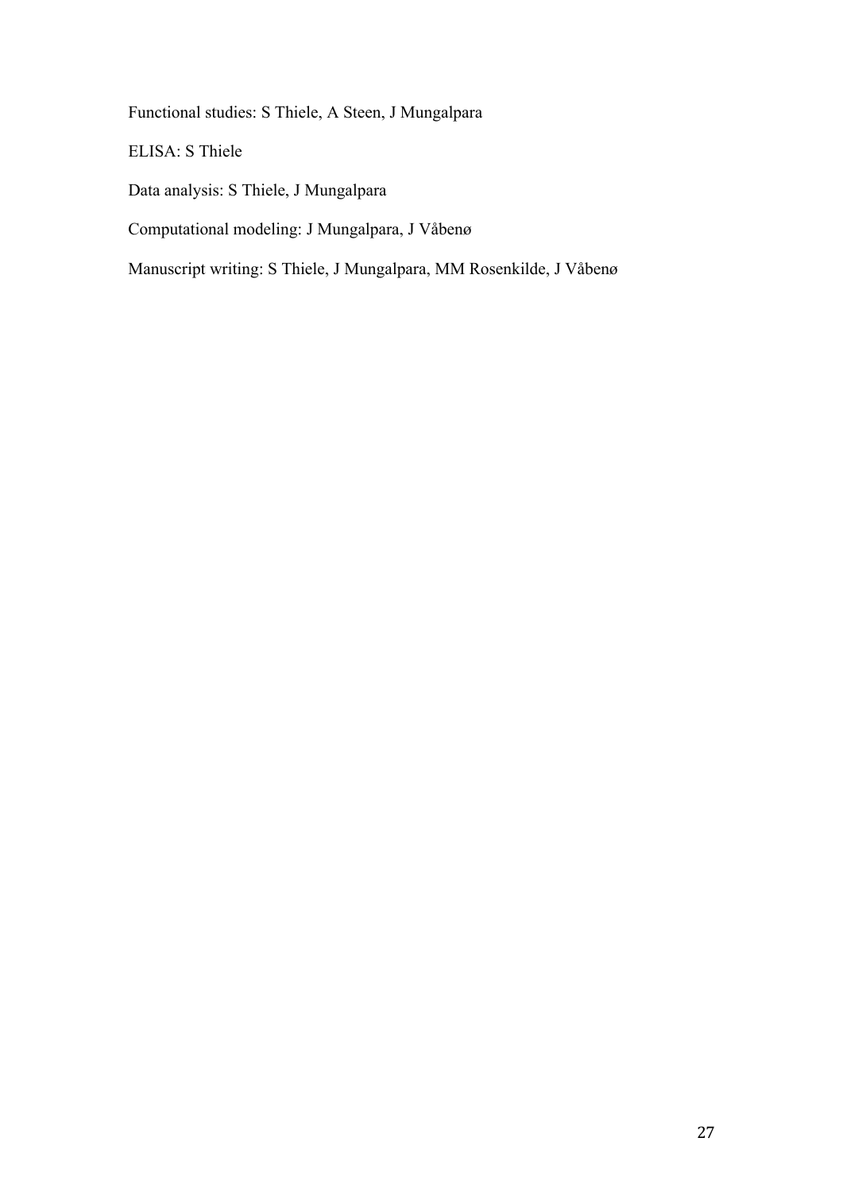Functional studies: S Thiele, A Steen, J Mungalpara

ELISA: S Thiele

Data analysis: S Thiele, J Mungalpara

Computational modeling: J Mungalpara, J Våbenø

Manuscript writing: S Thiele, J Mungalpara, MM Rosenkilde, J Våbenø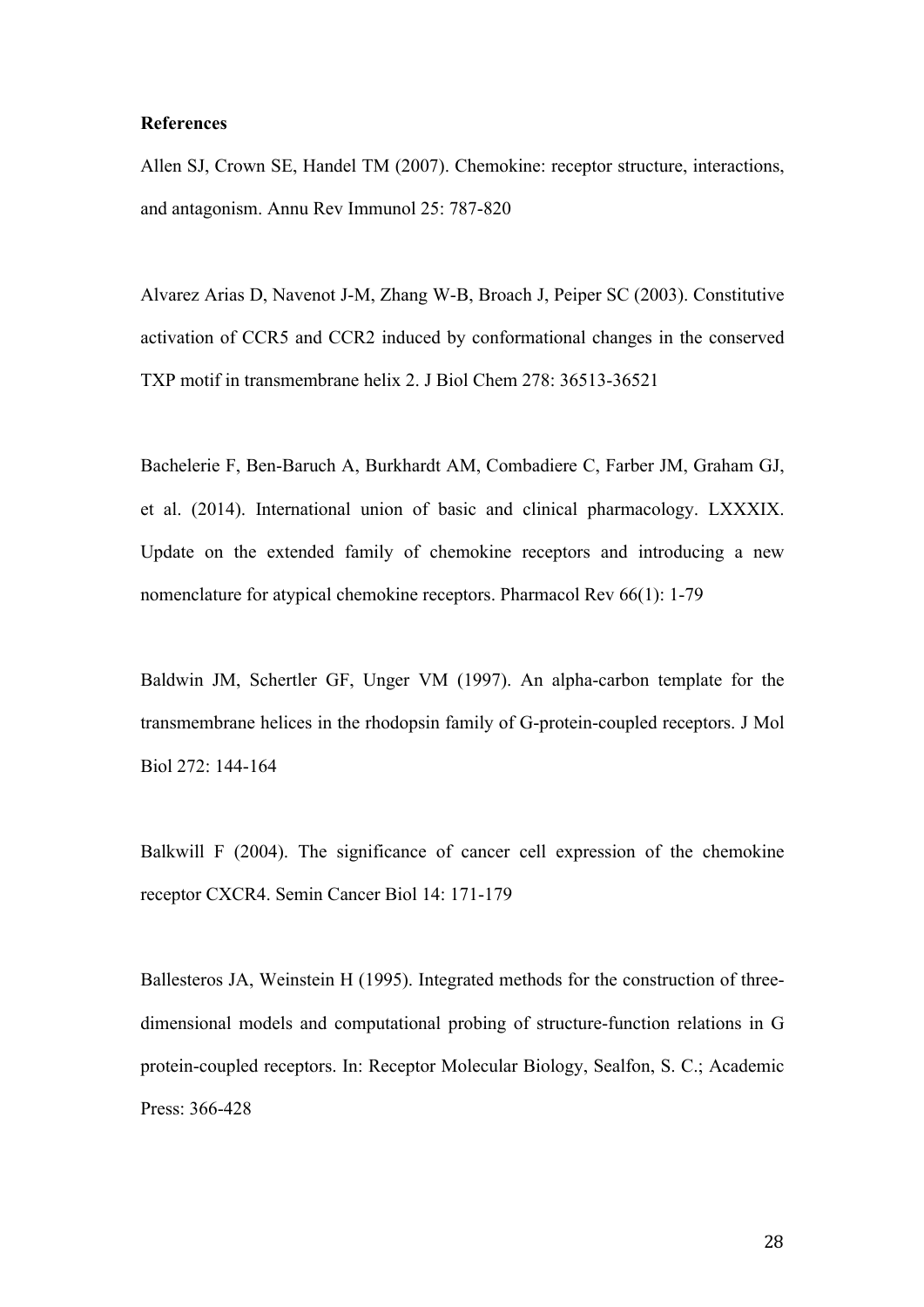**References**

Allen SJ, Crown SE, Handel TM (2007). Chemokine: receptor structure, interactions, and antagonism. Annu Rev Immunol 25: 787-820

Alvarez Arias D, Navenot J-M, Zhang W-B, Broach J, Peiper SC (2003). Constitutive activation of CCR5 and CCR2 induced by conformational changes in the conserved TXP motif in transmembrane helix 2. J Biol Chem 278: 36513-36521

Bachelerie F, Ben-Baruch A, Burkhardt AM, Combadiere C, Farber JM, Graham GJ, et al. (2014). International union of basic and clinical pharmacology. LXXXIX. Update on the extended family of chemokine receptors and introducing a new nomenclature for atypical chemokine receptors. Pharmacol Rev 66(1): 1-79

Baldwin JM, Schertler GF, Unger VM (1997). An alpha-carbon template for the transmembrane helices in the rhodopsin family of G-protein-coupled receptors. J Mol Biol 272: 144-164

Balkwill F (2004). The significance of cancer cell expression of the chemokine receptor CXCR4. Semin Cancer Biol 14: 171-179

Ballesteros JA, Weinstein H (1995). Integrated methods for the construction of three-dimensional models and computational probing of structure-function relations in G protein-coupled receptors. In: Receptor Molecular Biology, Sealfon, S. C.; Academic Press: 366-428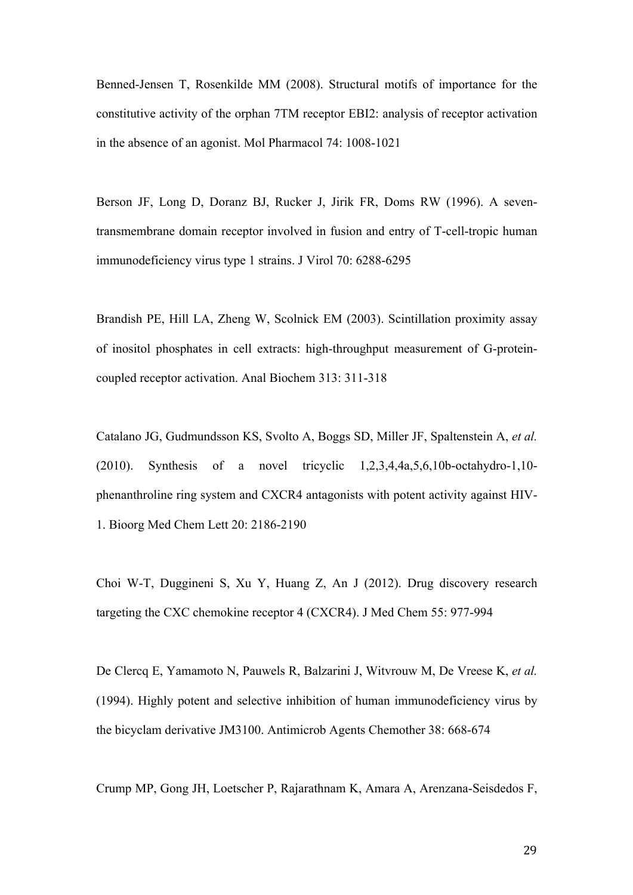Benned-Jensen T, Rosenkilde MM (2008). Structural motifs of importance for the constitutive activity of the orphan 7TM receptor EBI2: analysis of receptor activation in the absence of an agonist. Mol Pharmacol 74: 1008-1021

Berson JF, Long D, Doranz BJ, Rucker J, Jirik FR, Doms RW (1996). A seven-transmembrane domain receptor involved in fusion and entry of T-cell-tropic human immunodeficiency virus type 1 strains. J Virol 70: 6288-6295

Brandish PE, Hill LA, Zheng W, Scolnick EM (2003). Scintillation proximity assay of inositol phosphates in cell extracts: high-throughput measurement of G-protein-coupled receptor activation. Anal Biochem 313: 311-318

Catalano JG, Gudmundsson KS, Svolto A, Boggs SD, Miller JF, Spaltenstein A, *et al.* (2010). Synthesis of a novel tricyclic 1,2,3,4,4a,5,6,10b-octahydro-1,10-phenanthroline ring system and CXCR4 antagonists with potent activity against HIV-1. Bioorg Med Chem Lett 20: 2186-2190

Choi W-T, Duggineni S, Xu Y, Huang Z, An J (2012). Drug discovery research targeting the CXC chemokine receptor 4 (CXCR4). J Med Chem 55: 977-994

De Clercq E, Yamamoto N, Pauwels R, Balzarini J, Witvrouw M, De Vreese K, *et al.* (1994). Highly potent and selective inhibition of human immunodeficiency virus by the bicyclam derivative JM3100. Antimicrob Agents Chemother 38: 668-674

Crump MP, Gong JH, Loetscher P, Rajarathnam K, Amara A, Arenzana-Seisdedos F,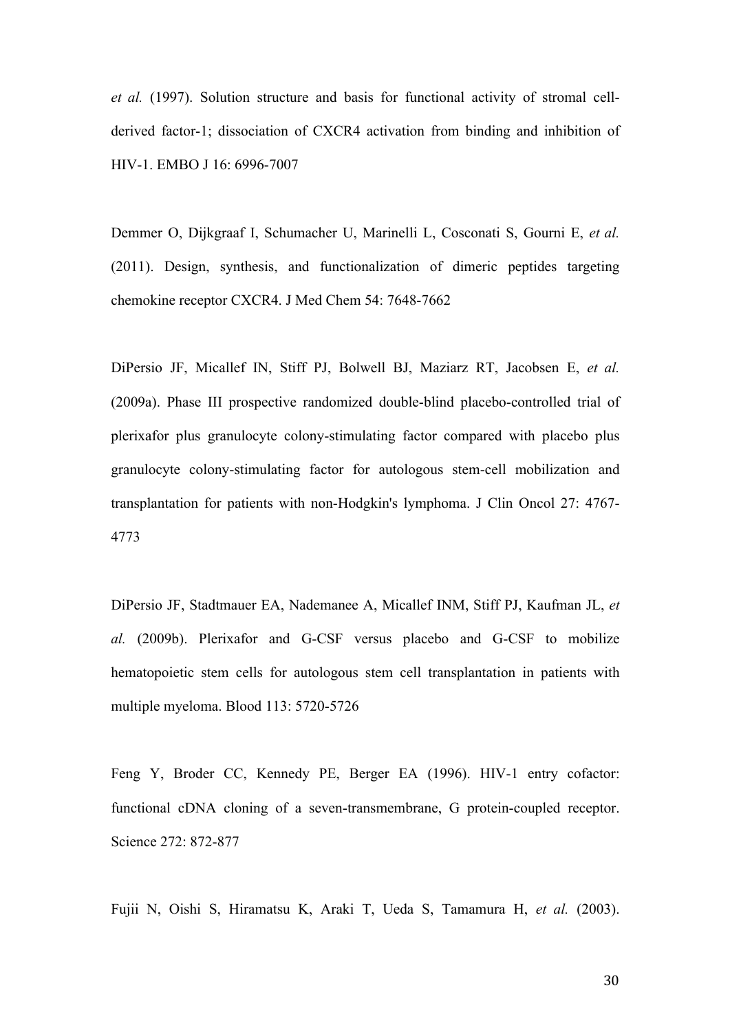*et al.* (1997). Solution structure and basis for functional activity of stromal cell-derived factor-1; dissociation of CXCR4 activation from binding and inhibition of HIV-1. EMBO J 16: 6996-7007

Demmer O, Dijkgraaf I, Schumacher U, Marinelli L, Cosconati S, Gourni E, *et al.* (2011). Design, synthesis, and functionalization of dimeric peptides targeting chemokine receptor CXCR4. J Med Chem 54: 7648-7662

DiPersio JF, Micallef IN, Stiff PJ, Bolwell BJ, Maziarz RT, Jacobsen E, *et al.* (2009a). Phase III prospective randomized double-blind placebo-controlled trial of plerixafor plus granulocyte colony-stimulating factor compared with placebo plus granulocyte colony-stimulating factor for autologous stem-cell mobilization and transplantation for patients with non-Hodgkin's lymphoma. J Clin Oncol 27: 4767-4773

DiPersio JF, Stadtmauer EA, Nademanee A, Micallef INM, Stiff PJ, Kaufman JL, *et al.* (2009b). Plerixafor and G-CSF versus placebo and G-CSF to mobilize hematopoietic stem cells for autologous stem cell transplantation in patients with multiple myeloma. Blood 113: 5720-5726

Feng Y, Broder CC, Kennedy PE, Berger EA (1996). HIV-1 entry cofactor: functional cDNA cloning of a seven-transmembrane, G protein-coupled receptor. Science 272: 872-877

Fujii N, Oishi S, Hiramatsu K, Araki T, Ueda S, Tamamura H, *et al.* (2003).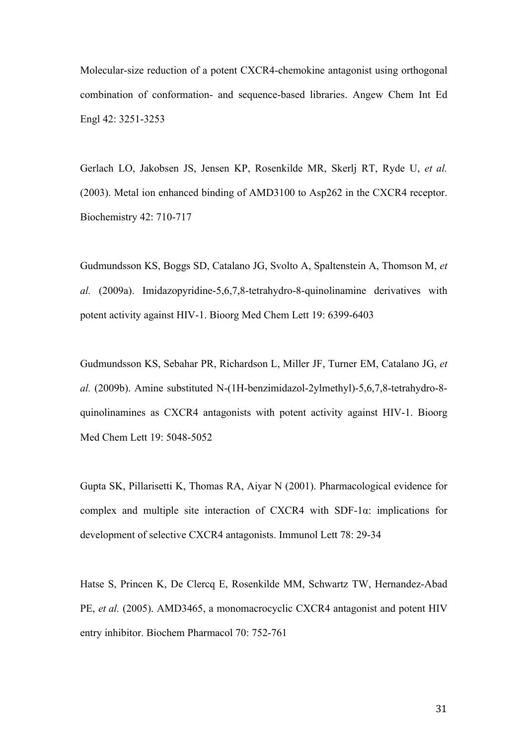Molecular-size reduction of a potent CXCR4-chemokine antagonist using orthogonal combination of conformation- and sequence-based libraries. Angew Chem Int Ed Engl 42: 3251-3253

Gerlach LO, Jakobsen JS, Jensen KP, Rosenkilde MR, Skerlj RT, Ryde U, *et al.* (2003). Metal ion enhanced binding of AMD3100 to Asp262 in the CXCR4 receptor. Biochemistry 42: 710-717

Gudmundsson KS, Boggs SD, Catalano JG, Svolto A, Spaltenstein A, Thomson M, *et al.* (2009a). Imidazopyridine-5,6,7,8-tetrahydro-8-quinolinamine derivatives with potent activity against HIV-1. Bioorg Med Chem Lett 19: 6399-6403

Gudmundsson KS, Sebahar PR, Richardson L, Miller JF, Turner EM, Catalano JG, *et al.* (2009b). Amine substituted N-(1H-benzimidazol-2ylmethyl)-5,6,7,8-tetrahydro-8-quinolinamines as CXCR4 antagonists with potent activity against HIV-1. Bioorg Med Chem Lett 19: 5048-5052

Gupta SK, Pillarisetti K, Thomas RA, Aiyar N (2001). Pharmacological evidence for complex and multiple site interaction of CXCR4 with SDF-1α: implications for development of selective CXCR4 antagonists. Immunol Lett 78: 29-34

Hatse S, Princen K, De Clercq E, Rosenkilde MM, Schwartz TW, Hernandez-Abad PE, *et al.* (2005). AMD3465, a monomacrocyclic CXCR4 antagonist and potent HIV entry inhibitor. Biochem Pharmacol 70: 752-761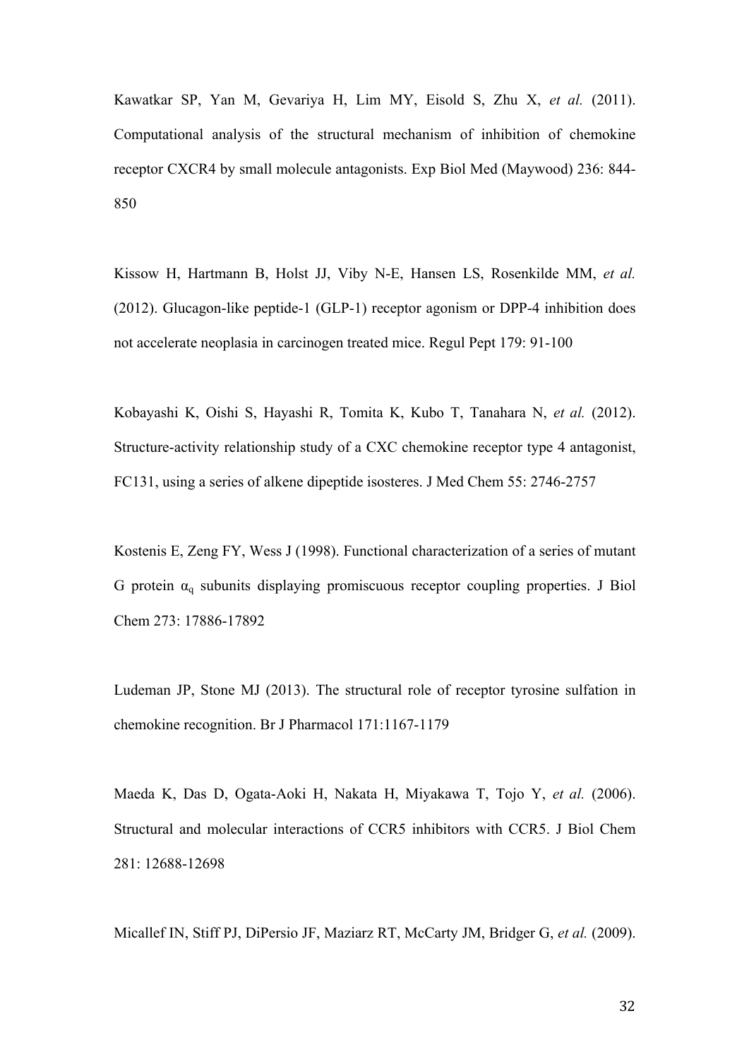Kawatkar SP, Yan M, Gevariya H, Lim MY, Eisold S, Zhu X, *et al.* (2011). Computational analysis of the structural mechanism of inhibition of chemokine receptor CXCR4 by small molecule antagonists. Exp Biol Med (Maywood) 236: 844-850

Kissow H, Hartmann B, Holst JJ, Viby N-E, Hansen LS, Rosenkilde MM, *et al.* (2012). Glucagon-like peptide-1 (GLP-1) receptor agonism or DPP-4 inhibition does not accelerate neoplasia in carcinogen treated mice. Regul Pept 179: 91-100

Kobayashi K, Oishi S, Hayashi R, Tomita K, Kubo T, Tanahara N, *et al.* (2012). Structure-activity relationship study of a CXC chemokine receptor type 4 antagonist, FC131, using a series of alkene dipeptide isosteres. J Med Chem 55: 2746-2757

Kostenis E, Zeng FY, Wess J (1998). Functional characterization of a series of mutant G protein $\alpha_q$ subunits displaying promiscuous receptor coupling properties. J Biol Chem 273: 17886-17892

Ludeman JP, Stone MJ (2013). The structural role of receptor tyrosine sulfation in chemokine recognition. Br J Pharmacol 171:1167-1179

Maeda K, Das D, Ogata-Aoki H, Nakata H, Miyakawa T, Tojo Y, *et al.* (2006). Structural and molecular interactions of CCR5 inhibitors with CCR5. J Biol Chem 281: 12688-12698

Micallef IN, Stiff PJ, DiPersio JF, Maziarz RT, McCarty JM, Bridger G, *et al.* (2009).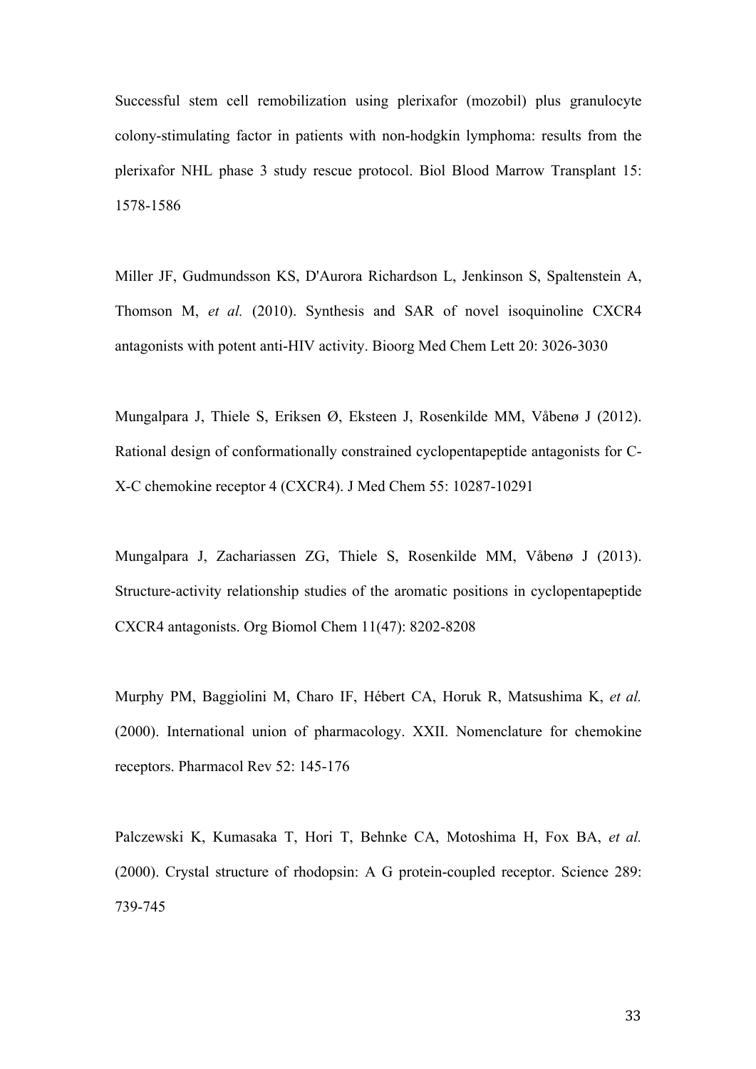Successful stem cell remobilization using plerixafor (mozobil) plus granulocyte colony-stimulating factor in patients with non-hodgkin lymphoma: results from the plerixafor NHL phase 3 study rescue protocol. Biol Blood Marrow Transplant 15: 1578-1586

Miller JF, Gudmundsson KS, D'Aurora Richardson L, Jenkinson S, Spaltenstein A, Thomson M, *et al.* (2010). Synthesis and SAR of novel isoquinoline CXCR4 antagonists with potent anti-HIV activity. Bioorg Med Chem Lett 20: 3026-3030

Mungalpara J, Thiele S, Eriksen Ø, Eksteen J, Rosenkilde MM, Våbenø J (2012). Rational design of conformationally constrained cyclopentapeptide antagonists for C-X-C chemokine receptor 4 (CXCR4). J Med Chem 55: 10287-10291

Mungalpara J, Zachariassen ZG, Thiele S, Rosenkilde MM, Våbenø J (2013). Structure-activity relationship studies of the aromatic positions in cyclopentapeptide CXCR4 antagonists. Org Biomol Chem 11(47): 8202-8208

Murphy PM, Baggiolini M, Charo IF, Hébert CA, Horuk R, Matsushima K, *et al.* (2000). International union of pharmacology. XXII. Nomenclature for chemokine receptors. Pharmacol Rev 52: 145-176

Palczewski K, Kumasaka T, Hori T, Behnke CA, Motoshima H, Fox BA, *et al.* (2000). Crystal structure of rhodopsin: A G protein-coupled receptor. Science 289: 739-745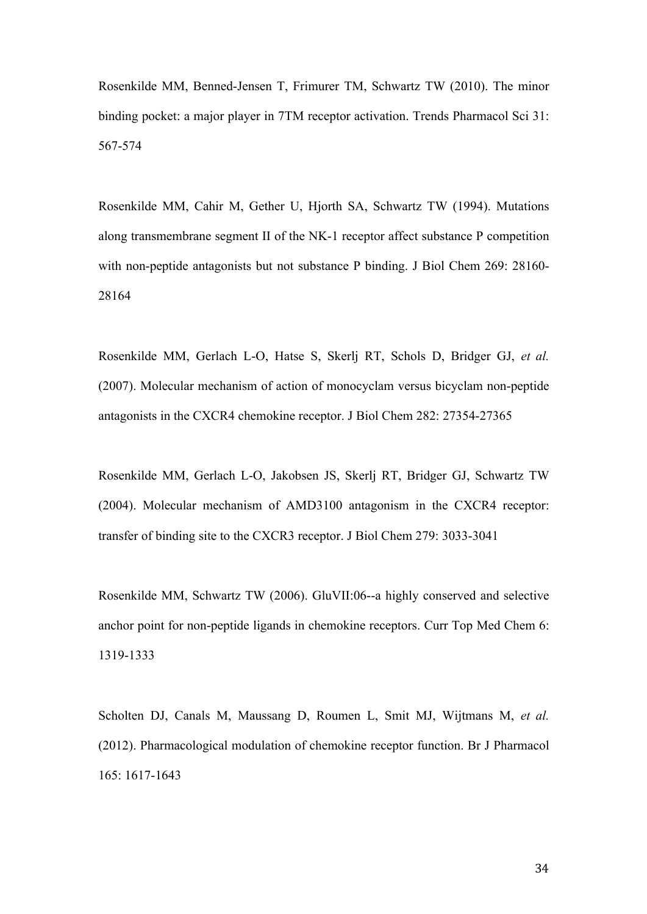Rosenkilde MM, Benned-Jensen T, Frimurer TM, Schwartz TW (2010). The minor binding pocket: a major player in 7TM receptor activation. Trends Pharmacol Sci 31: 567-574

Rosenkilde MM, Cahir M, Gether U, Hjorth SA, Schwartz TW (1994). Mutations along transmembrane segment II of the NK-1 receptor affect substance P competition with non-peptide antagonists but not substance P binding. J Biol Chem 269: 28160-28164

Rosenkilde MM, Gerlach L-O, Hatse S, Skerlj RT, Schols D, Bridger GJ, *et al.* (2007). Molecular mechanism of action of monocyclam versus bicyclam non-peptide antagonists in the CXCR4 chemokine receptor. J Biol Chem 282: 27354-27365

Rosenkilde MM, Gerlach L-O, Jakobsen JS, Skerlj RT, Bridger GJ, Schwartz TW (2004). Molecular mechanism of AMD3100 antagonism in the CXCR4 receptor: transfer of binding site to the CXCR3 receptor. J Biol Chem 279: 3033-3041

Rosenkilde MM, Schwartz TW (2006). GluVII:06--a highly conserved and selective anchor point for non-peptide ligands in chemokine receptors. Curr Top Med Chem 6: 1319-1333

Scholten DJ, Canals M, Maussang D, Roumen L, Smit MJ, Wijtmans M, *et al.* (2012). Pharmacological modulation of chemokine receptor function. Br J Pharmacol 165: 1617-1643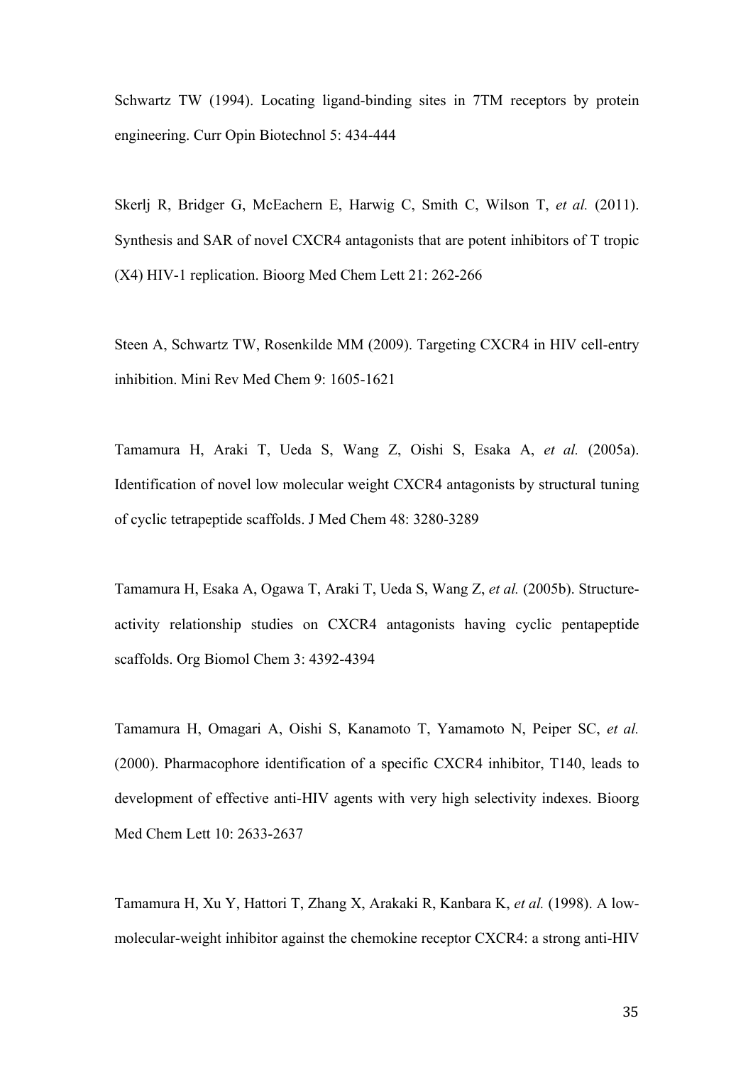Schwartz TW (1994). Locating ligand-binding sites in 7TM receptors by protein engineering. Curr Opin Biotechnol 5: 434-444

Skerlj R, Bridger G, McEachern E, Harwig C, Smith C, Wilson T, *et al.* (2011). Synthesis and SAR of novel CXCR4 antagonists that are potent inhibitors of T tropic (X4) HIV-1 replication. Bioorg Med Chem Lett 21: 262-266

Steen A, Schwartz TW, Rosenkilde MM (2009). Targeting CXCR4 in HIV cell-entry inhibition. Mini Rev Med Chem 9: 1605-1621

Tamamura H, Araki T, Ueda S, Wang Z, Oishi S, Esaka A, *et al.* (2005a). Identification of novel low molecular weight CXCR4 antagonists by structural tuning of cyclic tetrapeptide scaffolds. J Med Chem 48: 3280-3289

Tamamura H, Esaka A, Ogawa T, Araki T, Ueda S, Wang Z, *et al.* (2005b). Structure-activity relationship studies on CXCR4 antagonists having cyclic pentapeptide scaffolds. Org Biomol Chem 3: 4392-4394

Tamamura H, Omagari A, Oishi S, Kanamoto T, Yamamoto N, Peiper SC, *et al.* (2000). Pharmacophore identification of a specific CXCR4 inhibitor, T140, leads to development of effective anti-HIV agents with very high selectivity indexes. Bioorg Med Chem Lett 10: 2633-2637

Tamamura H, Xu Y, Hattori T, Zhang X, Arakaki R, Kanbara K, *et al.* (1998). A low-molecular-weight inhibitor against the chemokine receptor CXCR4: a strong anti-HIV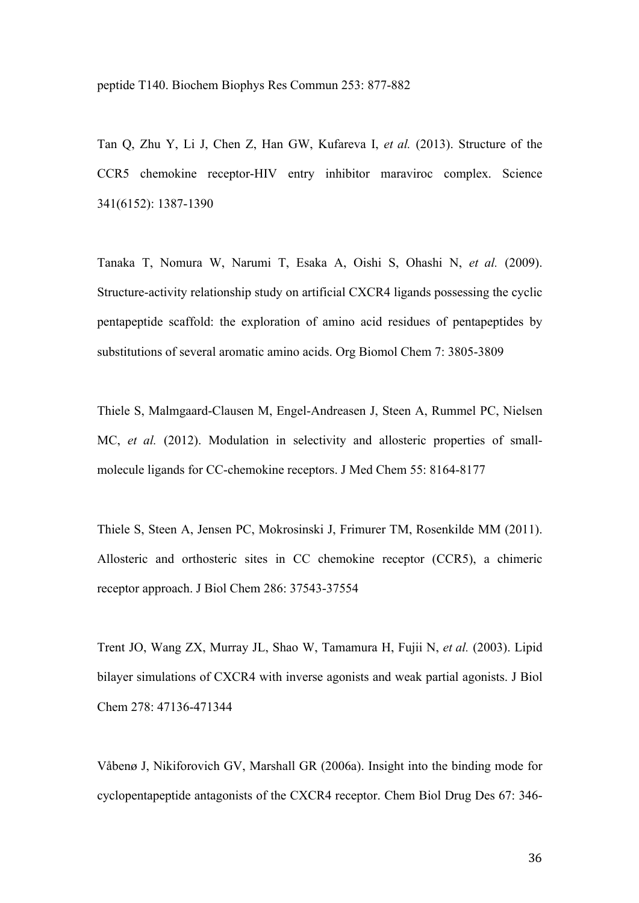peptide T140. Biochem Biophys Res Commun 253: 877-882

Tan Q, Zhu Y, Li J, Chen Z, Han GW, Kufareva I, *et al.* (2013). Structure of the CCR5 chemokine receptor-HIV entry inhibitor maraviroc complex. Science 341(6152): 1387-1390

Tanaka T, Nomura W, Narumi T, Esaka A, Oishi S, Ohashi N, *et al.* (2009). Structure-activity relationship study on artificial CXCR4 ligands possessing the cyclic pentapeptide scaffold: the exploration of amino acid residues of pentapeptides by substitutions of several aromatic amino acids. Org Biomol Chem 7: 3805-3809

Thiele S, Malmgaard-Clausen M, Engel-Andreasen J, Steen A, Rummel PC, Nielsen MC, *et al.* (2012). Modulation in selectivity and allosteric properties of small-molecule ligands for CC-chemokine receptors. J Med Chem 55: 8164-8177

Thiele S, Steen A, Jensen PC, Mokrosinski J, Frimurer TM, Rosenkilde MM (2011). Allosteric and orthosteric sites in CC chemokine receptor (CCR5), a chimeric receptor approach. J Biol Chem 286: 37543-37554

Trent JO, Wang ZX, Murray JL, Shao W, Tamamura H, Fujii N, *et al.* (2003). Lipid bilayer simulations of CXCR4 with inverse agonists and weak partial agonists. J Biol Chem 278: 47136-471344

Våbenø J, Nikiforovich GV, Marshall GR (2006a). Insight into the binding mode for cyclopentapeptide antagonists of the CXCR4 receptor. Chem Biol Drug Des 67: 346-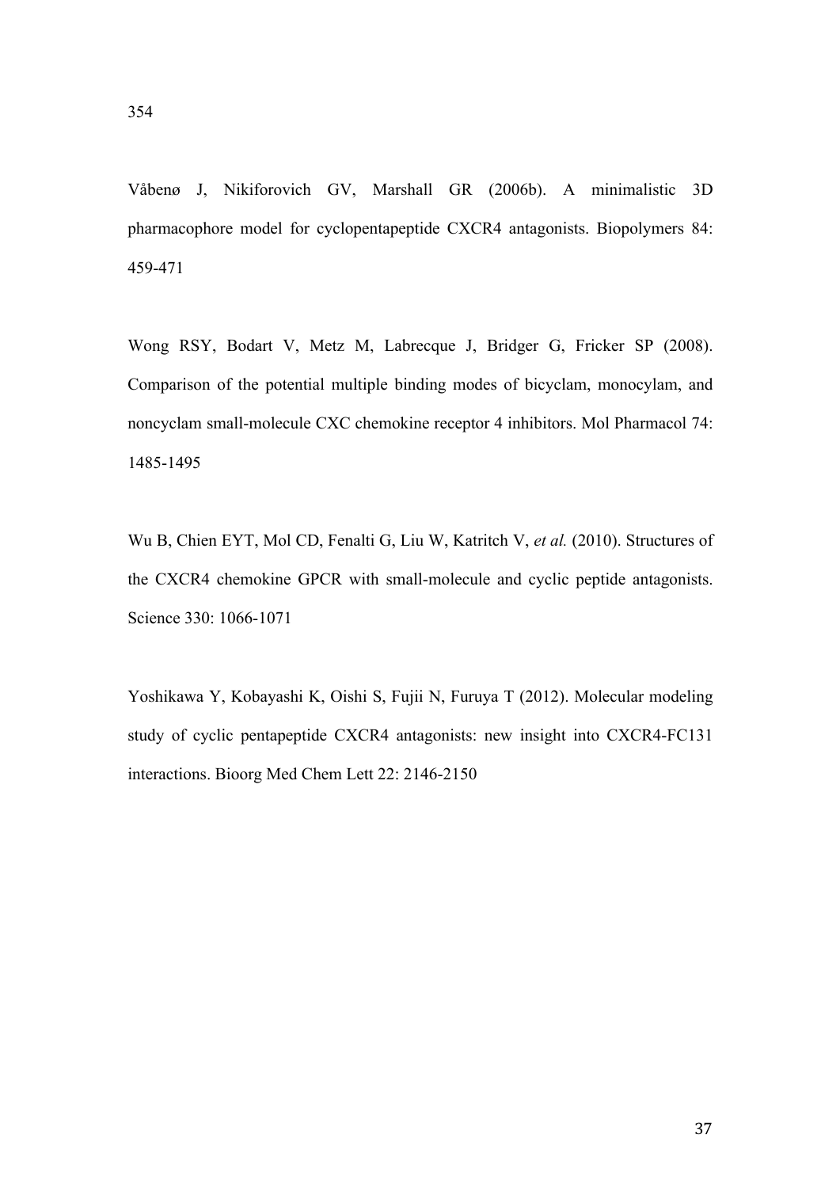354

Våbenø J, Nikiforovich GV, Marshall GR (2006b). A minimalistic 3D pharmacophore model for cyclopentapeptide CXCR4 antagonists. Biopolymers 84: 459-471

Wong RSY, Bodart V, Metz M, Labrecque J, Bridger G, Fricker SP (2008). Comparison of the potential multiple binding modes of bicyclam, monocylam, and noncyclam small-molecule CXC chemokine receptor 4 inhibitors. Mol Pharmacol 74: 1485-1495

Wu B, Chien EYT, Mol CD, Fenalti G, Liu W, Katritch V, *et al.* (2010). Structures of the CXCR4 chemokine GPCR with small-molecule and cyclic peptide antagonists. Science 330: 1066-1071

Yoshikawa Y, Kobayashi K, Oishi S, Fujii N, Furuya T (2012). Molecular modeling study of cyclic pentapeptide CXCR4 antagonists: new insight into CXCR4-FC131 interactions. Bioorg Med Chem Lett 22: 2146-2150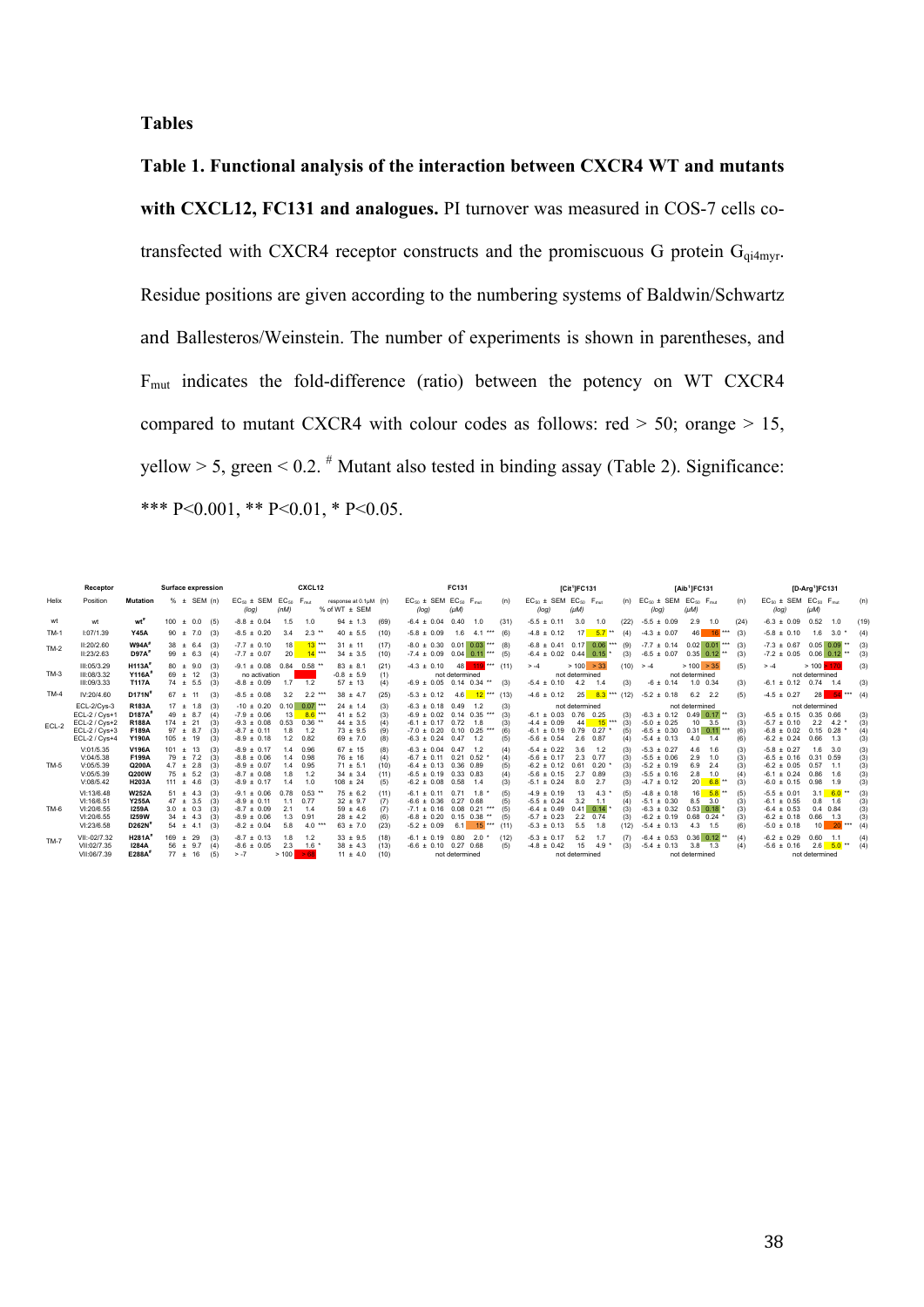## Tables

**Table 1. Functional analysis of the interaction between CXCR4 WT and mutants with CXCL12, FC131 and analogues.** PI turnover was measured in COS-7 cells co-transfected with CXCR4 receptor constructs and the promiscuous G protein $G_{qi4myr}$. Residue positions are given according to the numbering systems of Baldwin/Schwartz and Ballesteros/Weinstein. The number of experiments is shown in parentheses, and $F_{mut}$ indicates the fold-difference (ratio) between the potency on WT CXCR4 compared to mutant CXCR4 with colour codes as follows: red > 50; orange > 15, yellow > 5, green < 0.2. # Mutant also tested in binding assay (Table 2). Significance: *** P<0.001, ** P<0.01, * P<0.05.

| Helix | Position | Mutation | Surface expression % ± SEM (n) | CXCL12 $EC_{50}$ ± SEM (log) | CXCL12 $EC_{50}$ (nM) | CXCL12 $F_{mut}$ | CXCL12 response at 0.1µM % of WT ± SEM | (n) | FC131 $EC_{50}$ ± SEM (log) | FC131 $EC_{50}$ (µM) | FC131 $F_{mut}$ | (n) | [Cit⁵]FC131 $EC_{50}$ ± SEM (log) | [Cit⁵]FC131 $EC_{50}$ (µM) | [Cit⁵]FC131 $F_{mut}$ | (n) | [Aib¹]FC131 $EC_{50}$ ± SEM (log) | [Aib¹]FC131 $EC_{50}$ (µM) | [Aib¹]FC131 $F_{mut}$ | (n) | [D-Arg¹]FC131 $EC_{50}$ ± SEM (log) | [D-Arg¹]FC131 $EC_{50}$ (µM) | [D-Arg¹]FC131 $F_{mut}$ | (n) |
|---|---|---|---|---|---|---|---|---|---|---|---|---|---|---|---|---|---|---|---|---|---|---|---|---|
| wt | wt | wt# | 100 ± 0.0 (5) | -8.8 ± 0.04 | 1.5 | 1.0 | 94 ± 1.3 | (69) | -6.4 ± 0.04 | 0.40 | 1.0 | (31) | -5.5 ± 0.11 | 3.0 | 1.0 | (22) | -5.5 ± 0.09 | 2.9 | 1.0 | (24) | -6.3 ± 0.09 | 0.52 | 1.0 | (19) |
| TM-1 | I:07/1.39 | Y45A | 90 ± 7.0 (3) | -8.5 ± 0.20 | 3.4 | 2.3 ** | 40 ± 5.5 | (10) | -5.8 ± 0.09 | 1.6 | 4.1 *** | (6) | -4.8 ± 0.12 | 17 | 5.7 ** | (4) | -4.3 ± 0.07 | 46 | 16 *** | (3) | -5.8 ± 0.10 | 1.6 | 3.0 * | (4) |
| TM-2 | II:20/2.60 | W94A# | 38 ± 6.4 (3) | -7.7 ± 0.10 | 18 | 13 *** | 31 ± 11 | (17) | -8.0 ± 0.30 | 0.01 | 0.03 *** | (8) | -6.8 ± 0.41 | 0.17 | 0.06 *** | (9) | -7.7 ± 0.14 | 0.02 | 0.01 *** | (3) | -7.3 ± 0.67 | 0.05 | 0.09 ** | (3) |
| | II:23/2.63 | D97A# | 99 ± 6.3 (4) | -7.7 ± 0.07 | 20 | 14 *** | 34 ± 3.5 | (10) | -7.4 ± 0.09 | 0.04 | 0.11 *** | (5) | -6.4 ± 0.02 | 0.44 | 0.15 * | (3) | -6.5 ± 0.07 | 0.35 | 0.12 ** | (3) | -7.2 ± 0.05 | 0.06 | 0.12 ** | (3) |
| TM-3 | III:05/3.29 | H113A# | 80 ± 9.0 (3) | -9.1 ± 0.08 | 0.84 | 0.58 ** | 83 ± 8.1 | (21) | -4.3 ± 0.10 | 48 | 119 *** | (11) | > -4 | > 100 | > 33 | (10) | > -4 | > 100 | > 35 | (5) | > -4 | > 100 | > 173 | (3) |
| | III:08/3.32 | Y116A# | 69 ± 12 (3) | no activation | | | -0.8 ± 5.9 | (1) | not determined | | | | not determined | | | | not determined | | | | not determined | | | |
| | III:09/3.33 | T117A | 74 ± 5.5 (3) | -8.8 ± 0.09 | 1.7 | 1.2 | 57 ± 13 | (4) | -6.9 ± 0.05 | 0.14 | 0.34 ** | (3) | -5.4 ± 0.10 | 4.2 | 1.4 | (3) | -6 ± 0.14 | 1.0 | 0.34 | (3) | -6.1 ± 0.12 | 0.74 | 1.4 | (3) |
| TM-4 | IV:20/4.60 | D171N# | 67 ± 11 (3) | -8.5 ± 0.08 | 3.2 | 2.2 *** | 38 ± 4.7 | (25) | -5.3 ± 0.12 | 4.6 | 12 *** | (13) | -4.6 ± 0.12 | 25 | 8.3 *** | (12) | -5.2 ± 0.18 | 6.2 | 2.2 | (5) | -4.5 ± 0.27 | 28 | 54 *** | (4) |
| ECL-2 | ECL-2/Cys-3 | R183A | 17 ± 1.8 (3) | -10 ± 0.20 | 0.10 | 0.07 *** | 24 ± 1.4 | (3) | -6.3 ± 0.18 | 0.49 | 1.2 | (3) | not determined | | | | not determined | | | | not determined | | | |
| | ECL-2/Cys+1 | D187A# | 49 ± 8.7 (4) | -7.9 ± 0.06 | 13 | 8.6 *** | 41 ± 5.2 | (3) | -6.9 ± 0.02 | 0.14 | 0.35 *** | (3) | -6.1 ± 0.03 | 0.76 | 0.25 | (3) | -6.3 ± 0.12 | 0.49 | 0.17 ** | (3) | -6.5 ± 0.15 | 0.35 | 0.66 | (3) |
| | ECL-2/Cys+2 | R188A | 174 ± 21 (3) | -9.3 ± 0.08 | 0.53 | 0.36 ** | 44 ± 3.5 | (4) | -6.1 ± 0.17 | 0.72 | 1.8 | (3) | -4.4 ± 0.09 | 44 | 15 *** | (3) | -5.0 ± 0.25 | 10 | 3.5 | (3) | -5.7 ± 0.10 | 2.2 | 4.2 * | (3) |
| | ECL-2/Cys+3 | F189A | 97 ± 8.7 (3) | -8.7 ± 0.11 | 1.8 | 1.2 | 73 ± 9.5 | (9) | -7.0 ± 0.20 | 0.10 | 0.25 *** | (6) | -6.1 ± 0.19 | 0.79 | 0.27 * | (5) | -6.5 ± 0.30 | 0.31 | 0.11 *** | (6) | -6.8 ± 0.02 | 0.15 | 0.28 * | (4) |
| | ECL-2/Cys+4 | Y190A | 105 ± 19 (3) | -8.9 ± 0.18 | 1.2 | 0.82 | 69 ± 7.0 | (8) | -6.3 ± 0.24 | 0.47 | 1.2 | (5) | -5.6 ± 0.54 | 2.6 | 0.87 | (4) | -5.4 ± 0.13 | 4.0 | 1.4 | (6) | -6.2 ± 0.24 | 0.66 | 1.3 | (3) |
| TM-5 | V:01/5.35 | V196A | 101 ± 13 (3) | -8.9 ± 0.17 | 1.4 | 0.96 | 67 ± 15 | (8) | -6.3 ± 0.04 | 0.47 | 1.2 | (4) | -5.4 ± 0.22 | 3.6 | 1.2 | (3) | -5.3 ± 0.27 | 4.6 | 1.6 | (3) | -5.8 ± 0.27 | 1.6 | 3.0 | (3) |
| | V:04/5.38 | F199A | 79 ± 7.2 (3) | -8.8 ± 0.06 | 1.4 | 0.98 | 76 ± 16 | (4) | -6.7 ± 0.11 | 0.21 | 0.52 * | (4) | -5.6 ± 0.17 | 2.3 | 0.77 | (3) | -5.5 ± 0.06 | 2.9 | 1.0 | (3) | -6.5 ± 0.16 | 0.31 | 0.59 | (3) |
| | V:05/5.39 | Q200A | 4.7 ± 2.8 (3) | -8.9 ± 0.07 | 1.4 | 0.95 | 71 ± 5.1 | (10) | -6.4 ± 0.13 | 0.36 | 0.89 | (5) | -6.2 ± 0.12 | 0.61 | 0.20 * | (3) | -5.2 ± 0.19 | 6.9 | 2.4 | (3) | -6.2 ± 0.05 | 0.57 | 1.1 | (3) |
| | V:05/5.39 | Q200W | 75 ± 5.2 (3) | -8.7 ± 0.08 | 1.8 | 1.2 | 34 ± 3.4 | (11) | -6.5 ± 0.19 | 0.33 | 0.83 | (4) | -5.6 ± 0.15 | 2.7 | 0.89 | (3) | -5.5 ± 0.16 | 2.8 | 1.0 | (4) | -6.1 ± 0.24 | 0.86 | 1.6 | (3) |
| | V:08/5.42 | H203A | 111 ± 4.6 (3) | -8.9 ± 0.17 | 1.4 | 1.0 | 108 ± 24 | (5) | -6.2 ± 0.08 | 0.58 | 1.4 | (3) | -5.1 ± 0.24 | 8.0 | 2.7 | (3) | -4.7 ± 0.12 | 20 | 6.8 ** | (3) | -6.0 ± 0.15 | 0.98 | 1.9 | (3) |
| TM-6 | VI:13/6.48 | W252A | 51 ± 4.3 (3) | -9.1 ± 0.06 | 0.78 | 0.53 ** | 75 ± 6.2 | (11) | -6.1 ± 0.11 | 0.71 | 1.8 * | (5) | -4.9 ± 0.19 | 13 | 4.3 * | (5) | -4.8 ± 0.18 | 16 | 5.8 ** | (5) | -5.5 ± 0.01 | 3.1 | 6.0 ** | (3) |
| | VI:16/6.51 | Y255A | 47 ± 3.5 (3) | -8.9 ± 0.11 | 1.1 | 0.77 | 32 ± 9.7 | (7) | -6.6 ± 0.36 | 0.27 | 0.68 | (5) | -5.5 ± 0.24 | 3.2 | 1.1 | (4) | -5.1 ± 0.30 | 8.5 | 3.0 | (3) | -6.1 ± 0.55 | 0.8 | 1.6 | (3) |
| | VI:20/6.55 | I259A | 3.0 ± 0.3 (3) | -8.7 ± 0.09 | 2.1 | 1.4 | 59 ± 4.6 | (7) | -7.1 ± 0.16 | 0.08 | 0.21 *** | (5) | -6.4 ± 0.49 | 0.41 | 0.14 * | (3) | -6.3 ± 0.32 | 0.53 | 0.18 * | (3) | -6.4 ± 0.53 | 0.4 | 0.84 | (3) |
| | VI:20/6.55 | I259W | 34 ± 4.3 (3) | -8.9 ± 0.06 | 1.3 | 0.91 | 28 ± 4.2 | (6) | -6.8 ± 0.20 | 0.15 | 0.38 ** | (5) | -5.7 ± 0.23 | 2.2 | 0.74 | (3) | -6.2 ± 0.19 | 0.68 | 0.24 * | (3) | -6.2 ± 0.18 | 0.66 | 1.3 | (3) |
| | VI:23/6.58 | D262N# | 54 ± 4.1 (3) | -8.2 ± 0.04 | 5.8 | 4.0 *** | 63 ± 7.0 | (23) | -5.2 ± 0.09 | 6.1 | 15 *** | (11) | -5.3 ± 0.13 | 5.5 | 1.8 | (12) | -5.4 ± 0.13 | 4.3 | 1.5 | (6) | -5.0 ± 0.18 | 10 | 20 *** | (4) |
| TM-7 | VII:-02/7.32 | H281A# | 169 ± 29 (3) | -8.7 ± 0.13 | 1.8 | 1.2 | 33 ± 9.5 | (18) | -6.1 ± 0.19 | 0.80 | 2.0 * | (12) | -5.3 ± 0.17 | 5.2 | 1.7 | (7) | -6.4 ± 0.53 | 0.36 | 0.12 ** | (4) | -6.2 ± 0.29 | 0.60 | 1.1 | (4) |
| | VII:02/7.35 | I284A | 56 ± 9.7 (4) | -8.6 ± 0.05 | 2.3 | 1.6 * | 38 ± 4.3 | (13) | -6.6 ± 0.10 | 0.27 | 0.68 | (5) | -4.8 ± 0.42 | 15 | 4.9 * | (3) | -5.4 ± 0.13 | 3.8 | 1.3 | (4) | -5.6 ± 0.16 | 2.6 | 5.0 ** | (4) |
| | VII:06/7.39 | E288A# | 77 ± 16 (5) | > -7 | > 100 | > 68 | 11 ± 4.0 | (10) | not determined | | | | not determined | | | | not determined | | | | not determined | | | |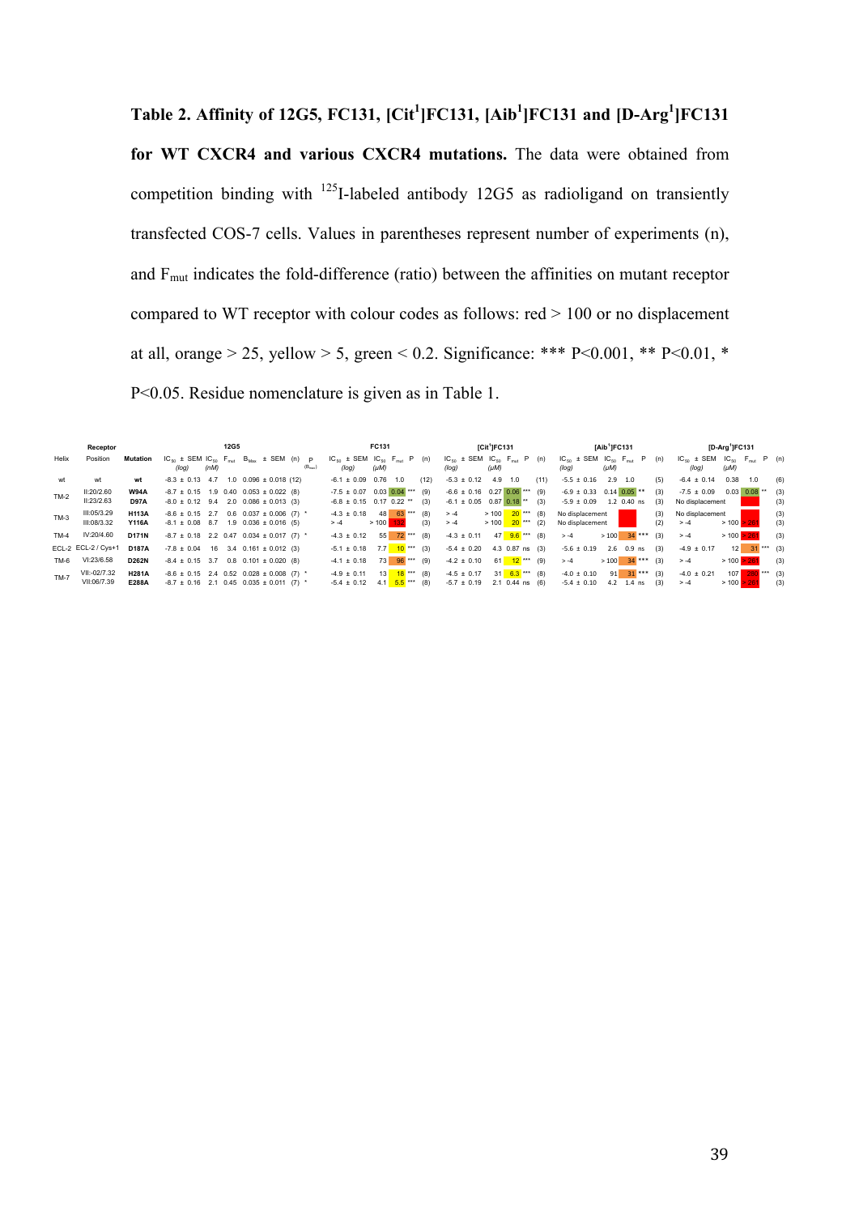**Table 2. Affinity of 12G5, FC131, [Cit[1]]FC131, [Aib[1]]FC131 and [D-Arg[1]]FC131 for WT CXCR4 and various CXCR4 mutations.** The data were obtained from competition binding with $^{125}$I-labeled antibody 12G5 as radioligand on transiently transfected COS-7 cells. Values in parentheses represent number of experiments (n), and $F_{mut}$ indicates the fold-difference (ratio) between the affinities on mutant receptor compared to WT receptor with colour codes as follows: red > 100 or no displacement at all, orange > 25, yellow > 5, green < 0.2. Significance: *** P<0.001, ** P<0.01, * P<0.05. Residue nomenclature is given as in Table 1.

| Receptor | | | 12G5 | | | | | | FC131 | | | | | [Cit[1]]FC131 | | | | | [Aib[1]]FC131 | | | | | [D-Arg[1]]FC131 | | | | |
|---|---|---|---|---|---|---|---|---|---|---|---|---|---|---|---|---|---|---|---|---|---|---|---|---|---|---|---|---|
| Helix | Position | Mutation | $IC_{50}$ ± SEM (log) | $IC_{50}$ (nM) | $F_{mut}$ | $B_{Max}$ ± SEM | (n) | P ($B_{max}$) | $IC_{50}$ ± SEM (log) | $IC_{50}$ (μM) | $F_{mut}$ | P | (n) | $IC_{50}$ ± SEM (log) | $IC_{50}$ (μM) | $F_{mut}$ | P | (n) | $IC_{50}$ ± SEM (log) | $IC_{50}$ (μM) | $F_{mut}$ | P | (n) | $IC_{50}$ ± SEM (log) | $IC_{50}$ (μM) | $F_{mut}$ | P | (n) |
| wt | wt | wt | -8.3 ± 0.13 | 4.7 | 1.0 | 0.096 ± 0.018 | (12) | | -6.1 ± 0.09 | 0.76 | 1.0 | | (12) | -5.3 ± 0.12 | 4.9 | 1.0 | | (11) | -5.5 ± 0.16 | 2.9 | 1.0 | | (5) | -6.4 ± 0.14 | 0.38 | 1.0 | | (6) |
| TM-2 | II:20/2.60 | W94A | -8.7 ± 0.15 | 1.9 | 0.40 | 0.053 ± 0.022 | (8) | | -7.5 ± 0.07 | 0.03 | 0.04 | *** | (9) | -6.6 ± 0.16 | 0.27 | 0.06 | *** | (9) | -6.9 ± 0.33 | 0.14 | 0.05 | ** | (3) | -7.5 ± 0.09 | 0.03 | 0.08 | ** | (3) |
| | II:23/2.63 | D97A | -8.0 ± 0.12 | 9.4 | 2.0 | 0.086 ± 0.013 | (3) | | -6.8 ± 0.15 | 0.17 | 0.22 | ** | (3) | -6.1 ± 0.05 | 0.87 | 0.18 | ** | (3) | -5.9 ± 0.09 | 1.2 | 0.40 | ns | (3) | No displacement | | | | (3) |
| TM-3 | III:05/3.29 | H113A | -8.6 ± 0.15 | 2.7 | 0.6 | 0.037 ± 0.006 | (7) | * | -4.3 ± 0.18 | 48 | 63 | *** | (8) | > -4 | > 100 | 20 | *** | (8) | No displacement | | | | (3) | No displacement | | | | (3) |
| | III:08/3.32 | Y116A | -8.1 ± 0.08 | 8.7 | 1.9 | 0.036 ± 0.016 | (5) | | > -4 | > 100 | 132 | | (3) | > -4 | > 100 | 20 | *** | (2) | No displacement | | | | (2) | > -4 | > 100 | > 263 | | (3) |
| TM-4 | IV:20/4.60 | D171N | -8.7 ± 0.18 | 2.2 | 0.47 | 0.034 ± 0.017 | (7) | * | -4.3 ± 0.12 | 55 | 72 | *** | (8) | -4.3 ± 0.11 | 47 | 9.6 | *** | (8) | > -4 | > 100 | 34 | *** | (3) | > -4 | > 100 | > 263 | | (3) |
| ECL-2 | ECL-2 / Cys+1 | D187A | -7.8 ± 0.04 | 16 | 3.4 | 0.161 ± 0.012 | (3) | | -5.1 ± 0.18 | 7.7 | 10 | *** | (3) | -5.4 ± 0.20 | 4.3 | 0.87 | ns | (3) | -5.6 ± 0.19 | 2.6 | 0.9 | ns | (3) | -4.9 ± 0.17 | 12 | 31 | *** | (3) |
| TM-6 | VI:23/6.58 | D262N | -8.4 ± 0.15 | 3.7 | 0.8 | 0.101 ± 0.020 | (8) | | -4.1 ± 0.18 | 73 | 96 | *** | (9) | -4.2 ± 0.10 | 61 | 12 | *** | (9) | > -4 | > 100 | 34 | *** | (3) | > -4 | > 100 | > 263 | | (3) |
| TM-7 | VII:-02/7.32 | H281A | -8.6 ± 0.15 | 2.4 | 0.52 | 0.028 ± 0.008 | (7) | * | -4.9 ± 0.11 | 13 | 18 | *** | (8) | -4.5 ± 0.17 | 31 | 6.3 | *** | (8) | -4.0 ± 0.10 | 91 | 31 | *** | (3) | -4.0 ± 0.21 | 107 | 280 | *** | (3) |
| | VII:06/7.39 | E288A | -8.7 ± 0.16 | 2.1 | 0.45 | 0.035 ± 0.011 | (7) | * | -5.4 ± 0.12 | 4.1 | 5.5 | *** | (8) | -5.7 ± 0.19 | 2.1 | 0.44 | ns | (6) | -5.4 ± 0.10 | 4.2 | 1.4 | ns | (3) | > -4 | > 100 | > 263 | | (3) |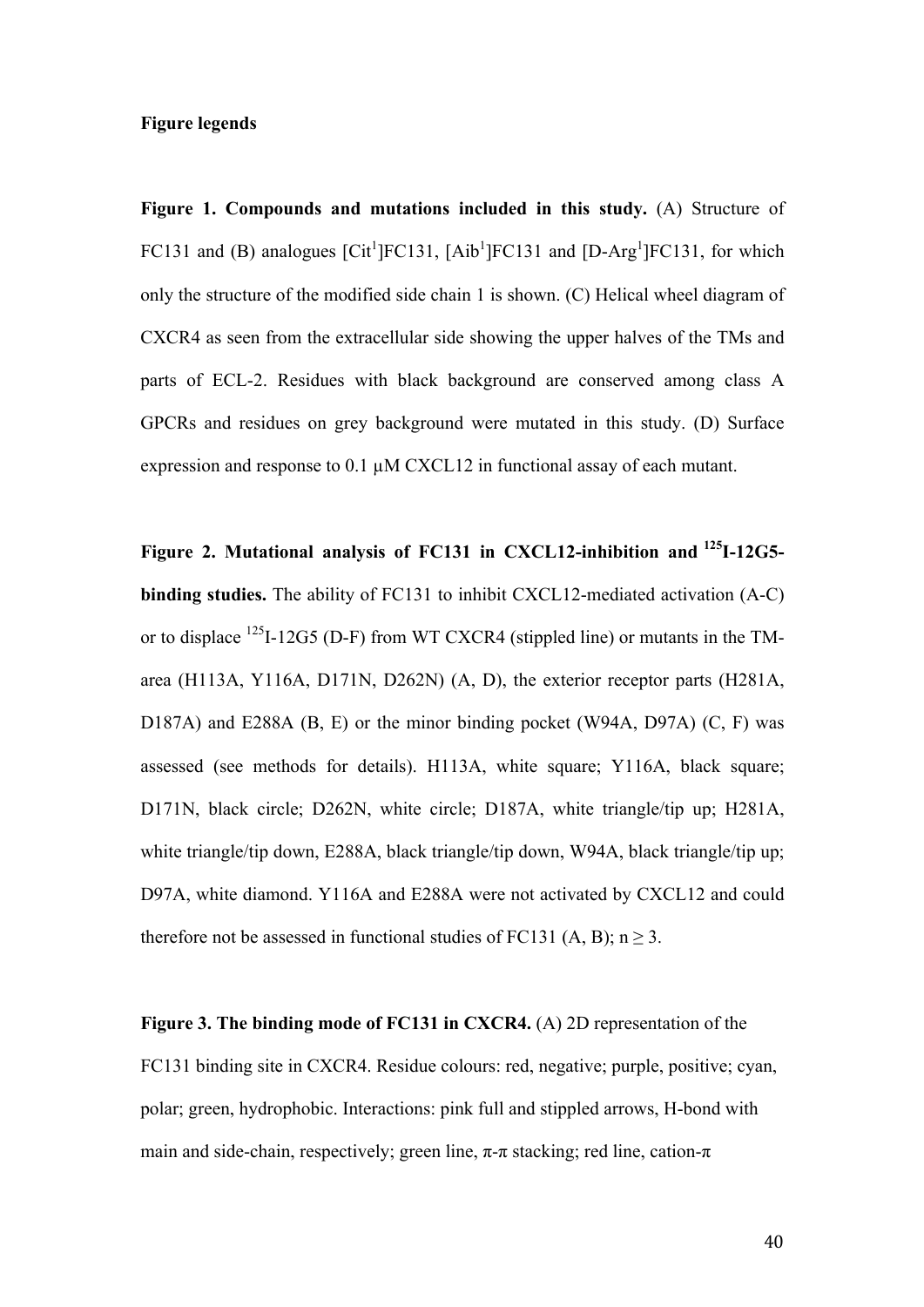**Figure legends**

**Figure 1. Compounds and mutations included in this study.** (A) Structure of FC131 and (B) analogues [Cit[1]]FC131, [Aib[1]]FC131 and [D-Arg[1]]FC131, for which only the structure of the modified side chain 1 is shown. (C) Helical wheel diagram of CXCR4 as seen from the extracellular side showing the upper halves of the TMs and parts of ECL-2. Residues with black background are conserved among class A GPCRs and residues on grey background were mutated in this study. (D) Surface expression and response to 0.1 μM CXCL12 in functional assay of each mutant.

**Figure 2. Mutational analysis of FC131 in CXCL12-inhibition and $^{125}$I-12G5-binding studies.** The ability of FC131 to inhibit CXCL12-mediated activation (A-C) or to displace $^{125}$I-12G5 (D-F) from WT CXCR4 (stippled line) or mutants in the TM-area (H113A, Y116A, D171N, D262N) (A, D), the exterior receptor parts (H281A, D187A) and E288A (B, E) or the minor binding pocket (W94A, D97A) (C, F) was assessed (see methods for details). H113A, white square; Y116A, black square; D171N, black circle; D262N, white circle; D187A, white triangle/tip up; H281A, white triangle/tip down, E288A, black triangle/tip down, W94A, black triangle/tip up; D97A, white diamond. Y116A and E288A were not activated by CXCL12 and could therefore not be assessed in functional studies of FC131 (A, B); $n \geq 3$.

**Figure 3. The binding mode of FC131 in CXCR4.** (A) 2D representation of the FC131 binding site in CXCR4. Residue colours: red, negative; purple, positive; cyan, polar; green, hydrophobic. Interactions: pink full and stippled arrows, H-bond with main and side-chain, respectively; green line, π-π stacking; red line, cation-π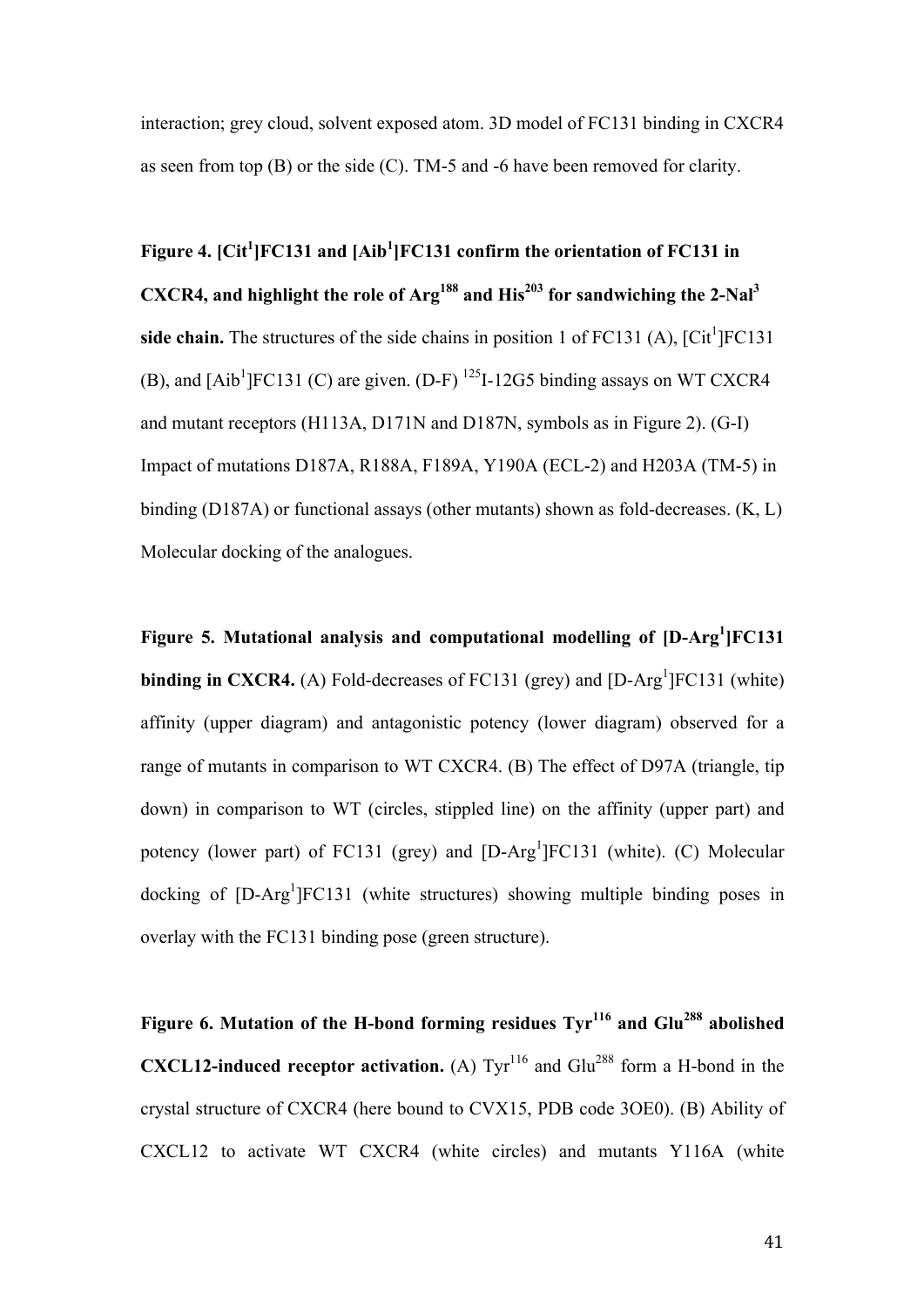interaction; grey cloud, solvent exposed atom. 3D model of FC131 binding in CXCR4 as seen from top (B) or the side (C). TM-5 and -6 have been removed for clarity.

**Figure 4. [Cit$^1$]FC131 and [Aib$^1$]FC131 confirm the orientation of FC131 in CXCR4, and highlight the role of Arg$^{188}$ and His$^{203}$ for sandwiching the 2-Nal$^3$ side chain.** The structures of the side chains in position 1 of FC131 (A), [Cit$^1$]FC131 (B), and [Aib$^1$]FC131 (C) are given. (D-F) $^{125}$I-12G5 binding assays on WT CXCR4 and mutant receptors (H113A, D171N and D187N, symbols as in Figure 2). (G-I) Impact of mutations D187A, R188A, F189A, Y190A (ECL-2) and H203A (TM-5) in binding (D187A) or functional assays (other mutants) shown as fold-decreases. (K, L) Molecular docking of the analogues.

**Figure 5. Mutational analysis and computational modelling of [D-Arg$^1$]FC131 binding in CXCR4.** (A) Fold-decreases of FC131 (grey) and [D-Arg$^1$]FC131 (white) affinity (upper diagram) and antagonistic potency (lower diagram) observed for a range of mutants in comparison to WT CXCR4. (B) The effect of D97A (triangle, tip down) in comparison to WT (circles, stippled line) on the affinity (upper part) and potency (lower part) of FC131 (grey) and [D-Arg$^1$]FC131 (white). (C) Molecular docking of [D-Arg$^1$]FC131 (white structures) showing multiple binding poses in overlay with the FC131 binding pose (green structure).

**Figure 6. Mutation of the H-bond forming residues Tyr$^{116}$ and Glu$^{288}$ abolished CXCL12-induced receptor activation.** (A) Tyr$^{116}$ and Glu$^{288}$ form a H-bond in the crystal structure of CXCR4 (here bound to CVX15, PDB code 3OE0). (B) Ability of CXCL12 to activate WT CXCR4 (white circles) and mutants Y116A (white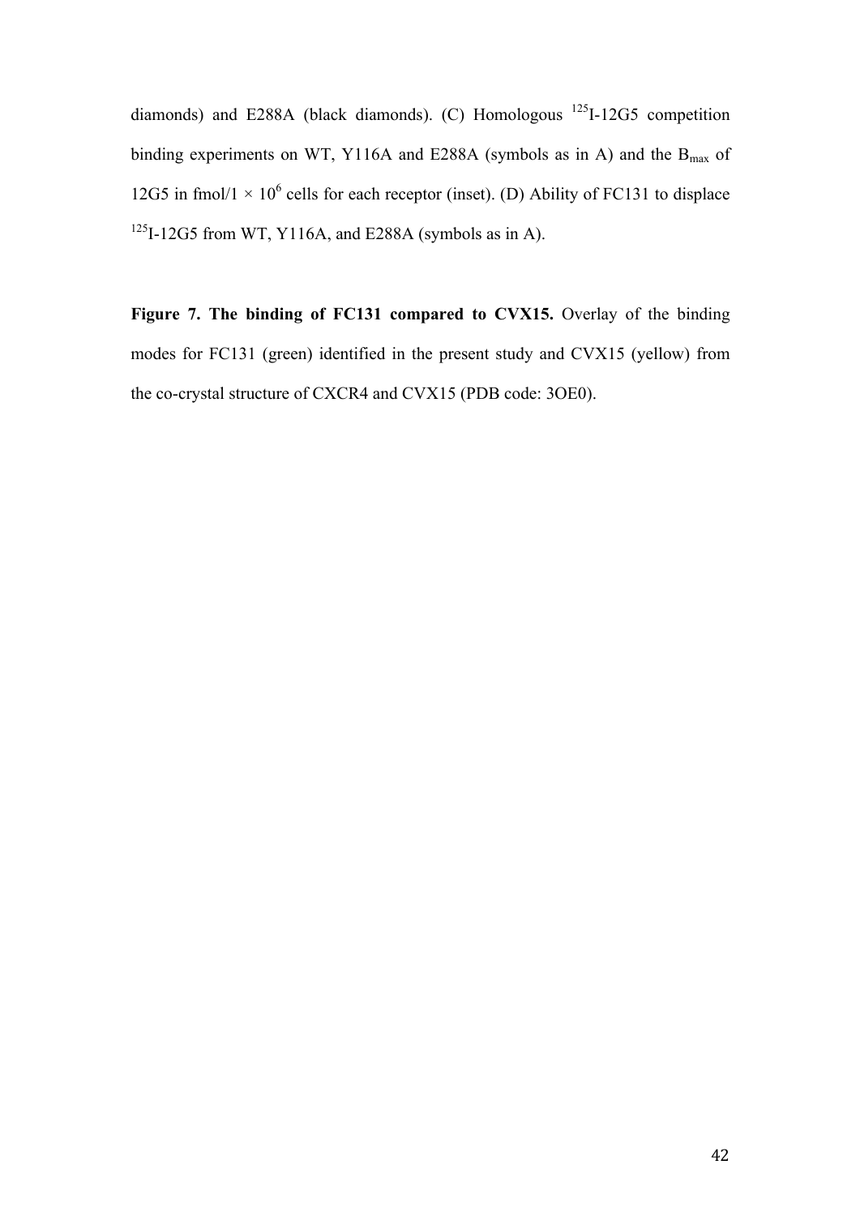diamonds) and E288A (black diamonds). (C) Homologous $^{125}$I-12G5 competition binding experiments on WT, Y116A and E288A (symbols as in A) and the $B_{max}$ of 12G5 in fmol/1 × $10^6$ cells for each receptor (inset). (D) Ability of FC131 to displace $^{125}$I-12G5 from WT, Y116A, and E288A (symbols as in A).

**Figure 7. The binding of FC131 compared to CVX15.** Overlay of the binding modes for FC131 (green) identified in the present study and CVX15 (yellow) from the co-crystal structure of CXCR4 and CVX15 (PDB code: 3OE0).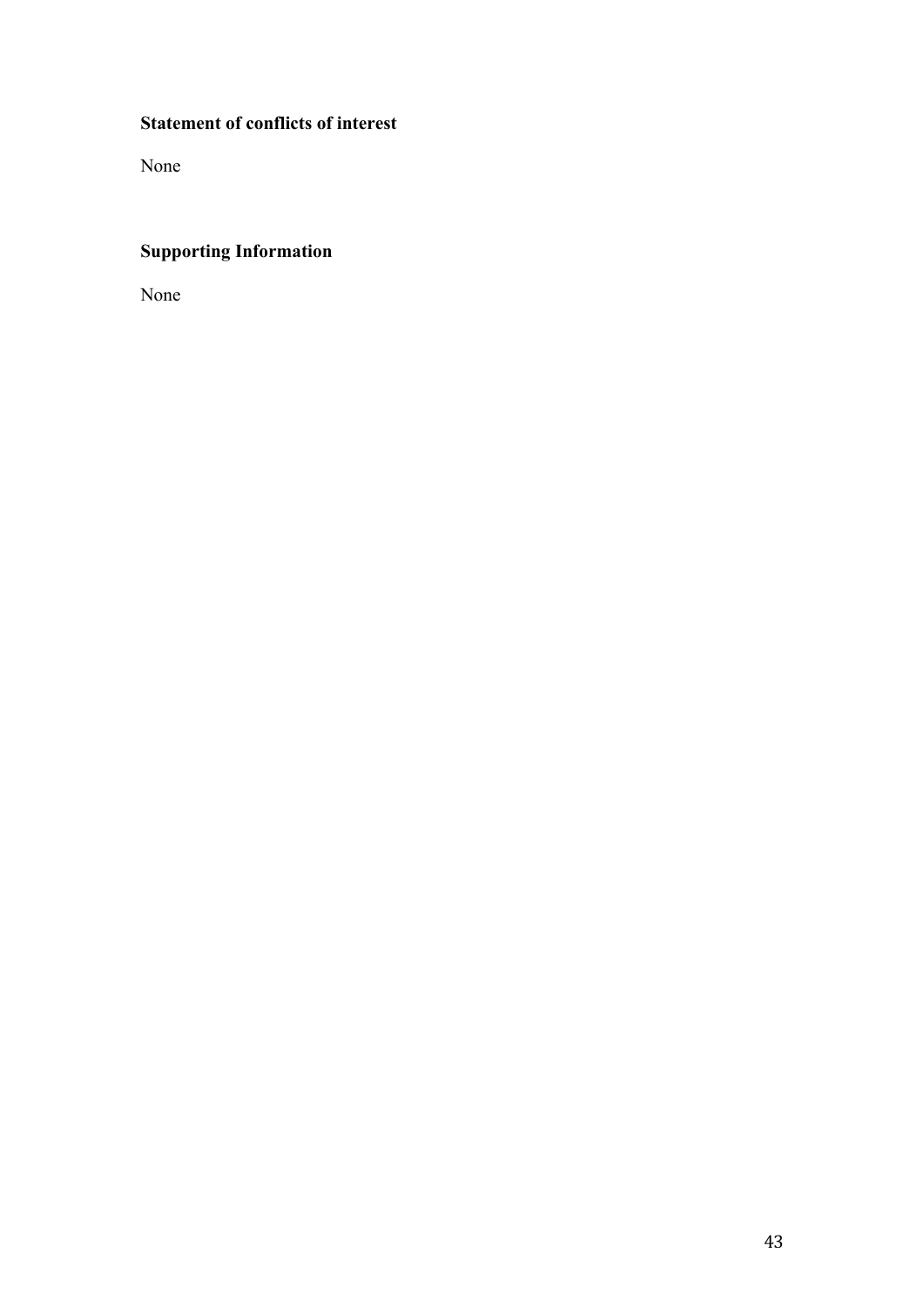## Statement of conflicts of interest

None

## Supporting Information

None